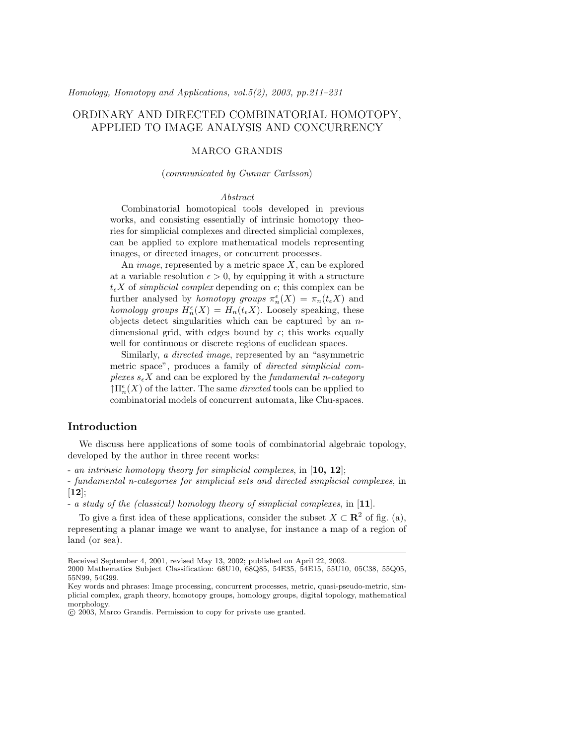Homology, Homotopy and Applications, vol.5(2), 2003, pp.211–231

# ORDINARY AND DIRECTED COMBINATORIAL HOMOTOPY, APPLIED TO IMAGE ANALYSIS AND CONCURRENCY

MARCO GRANDIS

(*communicated by Gunnar Carlsson*)

*Abstract*

Combinatorial homotopical tools developed in previous works, and consisting essentially of intrinsic homotopy theories for simplicial complexes and directed simplicial complexes, can be applied to explore mathematical models representing images, or directed images, or concurrent processes.

An *image*, represented by a metric space $X$, can be explored at a variable resolution $\epsilon > 0$, by equipping it with a structure $t_\epsilon X$ of *simplicial complex* depending on $\epsilon$; this complex can be further analysed by *homotopy groups* $\pi_n^\epsilon(X) = \pi_n(t_\epsilon X)$ and *homology groups* $H_n^\epsilon(X) = H_n(t_\epsilon X)$. Loosely speaking, these objects detect singularities which can be captured by an $n$-dimensional grid, with edges bound by $\epsilon$; this works equally well for continuous or discrete regions of euclidean spaces.

Similarly, *a directed image*, represented by an "asymmetric metric space", produces a family of *directed simplicial complexes* $s_\epsilon X$ and can be explored by the *fundamental n-category* $\uparrow\Pi_n^\epsilon(X)$ of the latter. The same *directed* tools can be applied to combinatorial models of concurrent automata, like Chu-spaces.

## Introduction

We discuss here applications of some tools of combinatorial algebraic topology, developed by the author in three recent works:

- *an intrinsic homotopy theory for simplicial complexes*, in [**10, 12**];
- *fundamental n-categories for simplicial sets and directed simplicial complexes*, in [**12**];
- *a study of the (classical) homology theory of simplicial complexes*, in [**11**].

To give a first idea of these applications, consider the subset $X \subset \mathbf{R}^2$ of fig. (a), representing a planar image we want to analyse, for instance a map of a region of land (or sea).

---

Received September 4, 2001, revised May 13, 2002; published on April 22, 2003.
2000 Mathematics Subject Classification: 68U10, 68Q85, 54E35, 54E15, 55U10, 05C38, 55Q05, 55N99, 54G99.
Key words and phrases: Image processing, concurrent processes, metric, quasi-pseudo-metric, simplicial complex, graph theory, homotopy groups, homology groups, digital topology, mathematical morphology.
© 2003, Marco Grandis. Permission to copy for private use granted.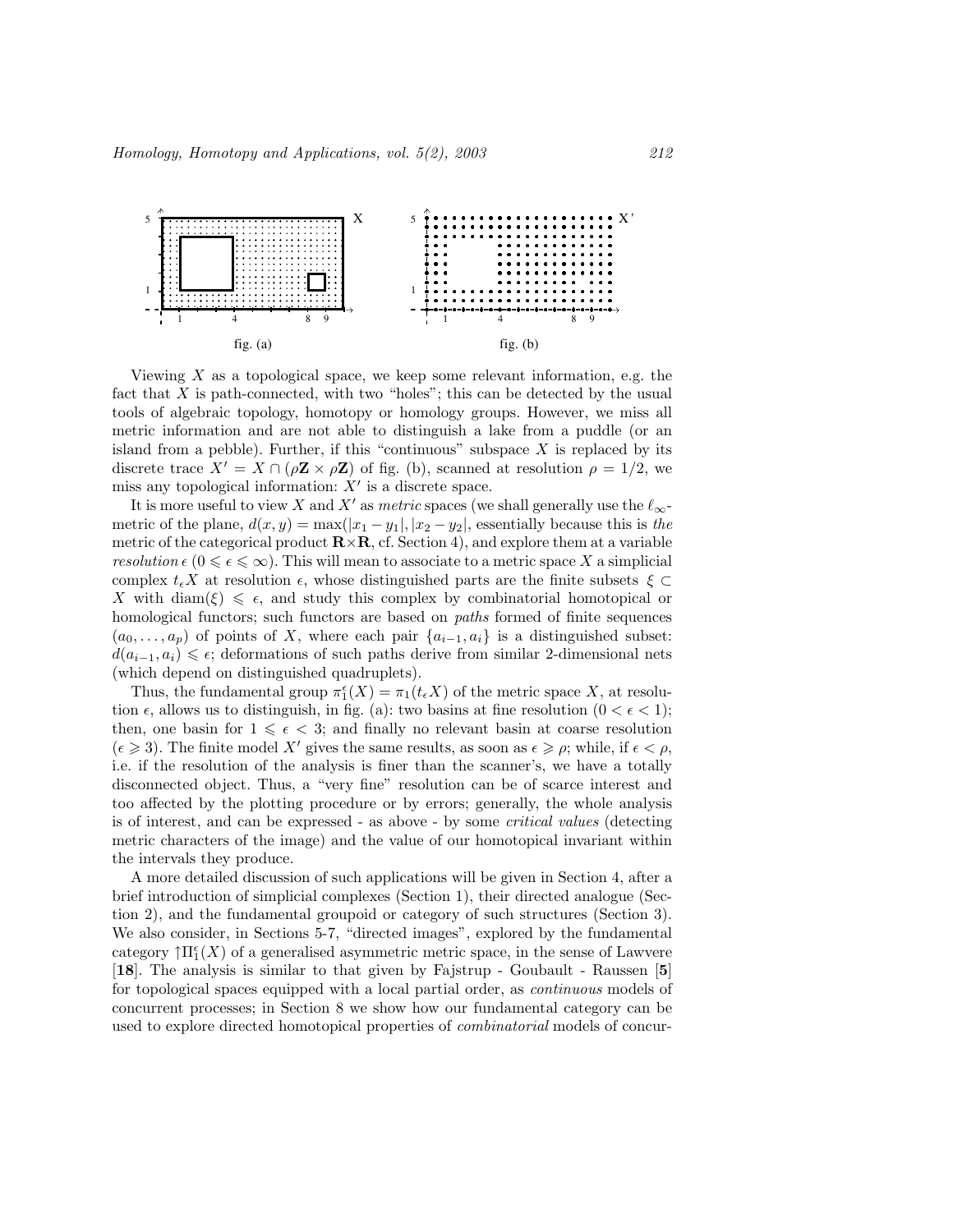fig. (a)

fig. (b)

Viewing $X$ as a topological space, we keep some relevant information, e.g. the fact that $X$ is path-connected, with two "holes"; this can be detected by the usual tools of algebraic topology, homotopy or homology groups. However, we miss all metric information and are not able to distinguish a lake from a puddle (or an island from a pebble). Further, if this "continuous" subspace $X$ is replaced by its discrete trace $X' = X \cap (\rho\mathbf{Z} \times \rho\mathbf{Z})$ of fig. (b), scanned at resolution $\rho = 1/2$, we miss any topological information: $X'$ is a discrete space.

It is more useful to view $X$ and $X'$ as *metric* spaces (we shall generally use the $\ell_\infty$-metric of the plane, $d(x, y) = \max(|x_1 - y_1|, |x_2 - y_2|$, essentially because this is *the* metric of the categorical product $\mathbf{R}\times\mathbf{R}$, cf. Section 4), and explore them at a variable *resolution* $\epsilon$ ($0 \leqslant \epsilon \leqslant \infty$). This will mean to associate to a metric space $X$ a simplicial complex $t_\epsilon X$ at resolution $\epsilon$, whose distinguished parts are the finite subsets $\xi \subset X$ with $\mathrm{diam}(\xi) \leqslant \epsilon$, and study this complex by combinatorial homotopical or homological functors; such functors are based on *paths* formed of finite sequences $(a_0, \ldots, a_p)$ of points of $X$, where each pair $\{a_{i-1}, a_i\}$ is a distinguished subset: $d(a_{i-1}, a_i) \leqslant \epsilon$; deformations of such paths derive from similar 2-dimensional nets (which depend on distinguished quadruplets).

Thus, the fundamental group $\pi_1^\epsilon(X) = \pi_1(t_\epsilon X)$ of the metric space $X$, at resolution $\epsilon$, allows us to distinguish, in fig. (a): two basins at fine resolution ($0 < \epsilon < 1$); then, one basin for $1 \leqslant \epsilon < 3$; and finally no relevant basin at coarse resolution ($\epsilon \geqslant 3$). The finite model $X'$ gives the same results, as soon as $\epsilon \geqslant \rho$; while, if $\epsilon < \rho$, i.e. if the resolution of the analysis is finer than the scanner's, we have a totally disconnected object. Thus, a "very fine" resolution can be of scarce interest and too affected by the plotting procedure or by errors; generally, the whole analysis is of interest, and can be expressed - as above - by some *critical values* (detecting metric characters of the image) and the value of our homotopical invariant within the intervals they produce.

A more detailed discussion of such applications will be given in Section 4, after a brief introduction of simplicial complexes (Section 1), their directed analogue (Section 2), and the fundamental groupoid or category of such structures (Section 3). We also consider, in Sections 5-7, "directed images", explored by the fundamental category $\uparrow\Pi_1^\epsilon(X)$ of a generalised asymmetric metric space, in the sense of Lawvere [**18**]. The analysis is similar to that given by Fajstrup - Goubault - Raussen [**5**] for topological spaces equipped with a local partial order, as *continuous* models of concurrent processes; in Section 8 we show how our fundamental category can be used to explore directed homotopical properties of *combinatorial* models of concur-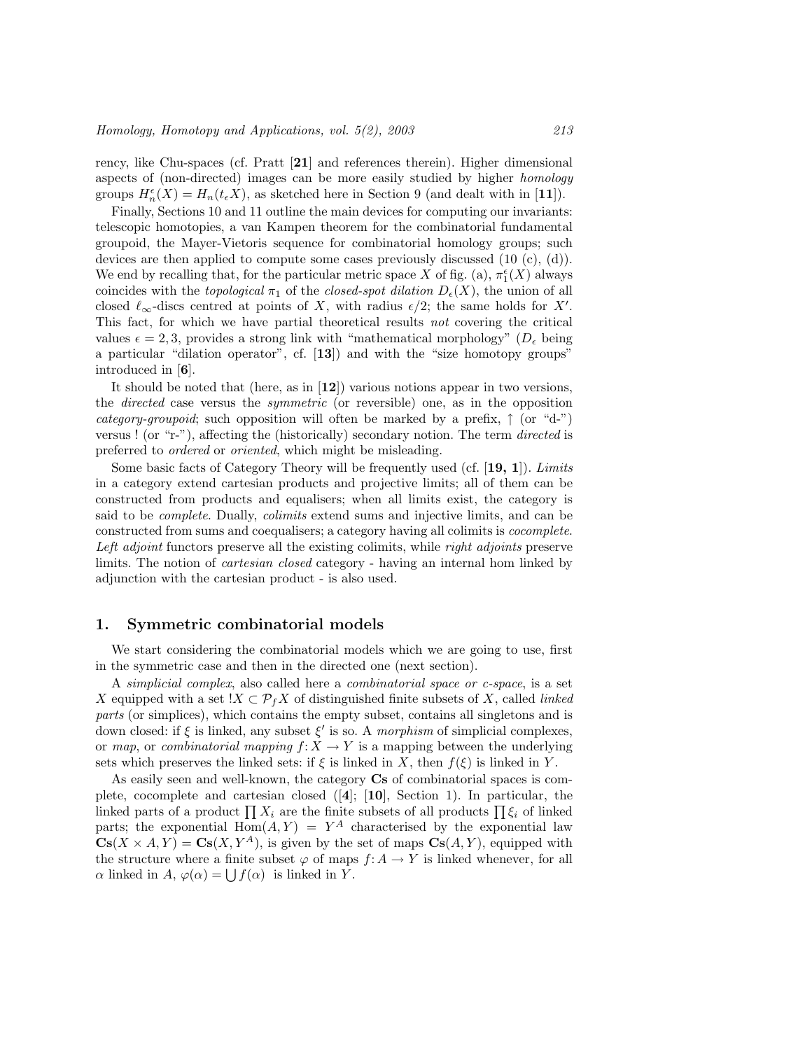rency, like Chu-spaces (cf. Pratt [**21**] and references therein). Higher dimensional aspects of (non-directed) images can be more easily studied by higher *homology* groups $H_n^\epsilon(X) = H_n(t_\epsilon X)$, as sketched here in Section 9 (and dealt with in [**11**]).

Finally, Sections 10 and 11 outline the main devices for computing our invariants: telescopic homotopies, a van Kampen theorem for the combinatorial fundamental groupoid, the Mayer-Vietoris sequence for combinatorial homology groups; such devices are then applied to compute some cases previously discussed (10 (c), (d)). We end by recalling that, for the particular metric space $X$ of fig. (a), $\pi_1^\epsilon(X)$ always coincides with the *topological* $\pi_1$ of the *closed-spot dilation* $D_\epsilon(X)$, the union of all closed $\ell_\infty$-discs centred at points of $X$, with radius $\epsilon/2$; the same holds for $X'$. This fact, for which we have partial theoretical results *not* covering the critical values $\epsilon = 2, 3$, provides a strong link with "mathematical morphology" ($D_\epsilon$ being a particular "dilation operator", cf. [**13**]) and with the "size homotopy groups" introduced in [**6**].

It should be noted that (here, as in [**12**]) various notions appear in two versions, the *directed* case versus the *symmetric* (or reversible) one, as in the opposition *category-groupoid*; such opposition will often be marked by a prefix, ↑ (or "d-") versus ! (or "r-"), affecting the (historically) secondary notion. The term *directed* is preferred to *ordered* or *oriented*, which might be misleading.

Some basic facts of Category Theory will be frequently used (cf. [**19, 1**]). *Limits* in a category extend cartesian products and projective limits; all of them can be constructed from products and equalisers; when all limits exist, the category is said to be *complete*. Dually, *colimits* extend sums and injective limits, and can be constructed from sums and coequalisers; a category having all colimits is *cocomplete*. *Left adjoint* functors preserve all the existing colimits, while *right adjoints* preserve limits. The notion of *cartesian closed* category - having an internal hom linked by adjunction with the cartesian product - is also used.

## 1. Symmetric combinatorial models

We start considering the combinatorial models which we are going to use, first in the symmetric case and then in the directed one (next section).

A *simplicial complex*, also called here a *combinatorial space or c-space*, is a set $X$ equipped with a set $!X \subset \mathcal{P}_f X$ of distinguished finite subsets of $X$, called *linked parts* (or simplices), which contains the empty subset, contains all singletons and is down closed: if $\xi$ is linked, any subset $\xi'$ is so. A *morphism* of simplicial complexes, or *map*, or *combinatorial mapping* $f: X \to Y$ is a mapping between the underlying sets which preserves the linked sets: if $\xi$ is linked in $X$, then $f(\xi)$ is linked in $Y$.

As easily seen and well-known, the category **Cs** of combinatorial spaces is complete, cocomplete and cartesian closed ([**4**]; [**10**], Section 1). In particular, the linked parts of a product $\prod X_i$ are the finite subsets of all products $\prod \xi_i$ of linked parts; the exponential $\mathrm{Hom}(A, Y) = Y^A$ characterised by the exponential law $\mathbf{Cs}(X \times A, Y) = \mathbf{Cs}(X, Y^A)$, is given by the set of maps $\mathbf{Cs}(A, Y)$, equipped with the structure where a finite subset $\varphi$ of maps $f: A \to Y$ is linked whenever, for all $\alpha$ linked in $A$, $\varphi(\alpha) = \bigcup f(\alpha)$ is linked in $Y$.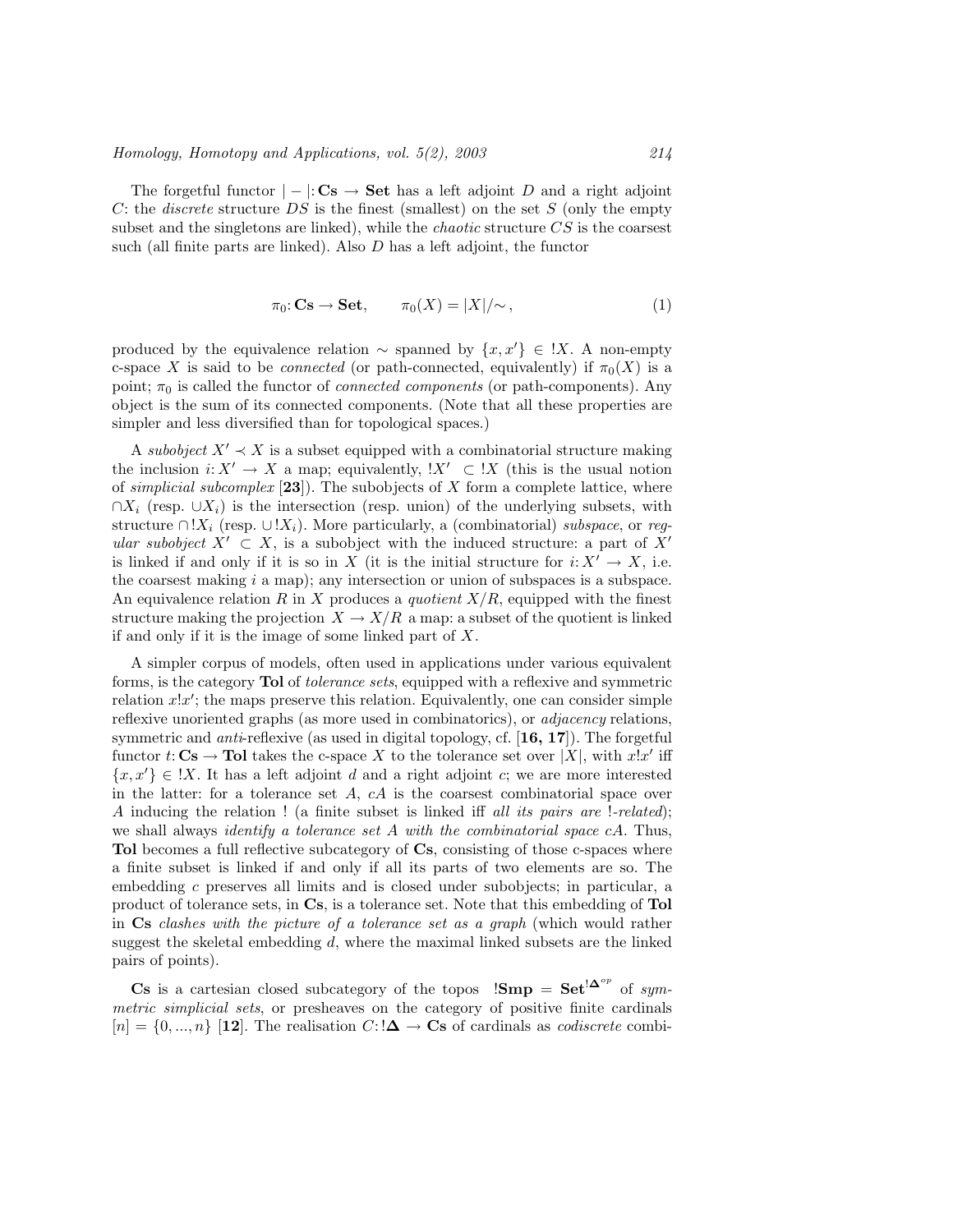The forgetful functor $|-|: \mathbf{Cs} \to \mathbf{Set}$ has a left adjoint $D$ and a right adjoint $C$: the *discrete* structure $DS$ is the finest (smallest) on the set $S$ (only the empty subset and the singletons are linked), while the *chaotic* structure $CS$ is the coarsest such (all finite parts are linked). Also $D$ has a left adjoint, the functor

$$\pi_0: \mathbf{Cs} \to \mathbf{Set}, \qquad \pi_0(X) = |X|/\!\sim, \tag{1}$$

produced by the equivalence relation $\sim$ spanned by $\{x, x'\} \in\, !X$. A non-empty c-space $X$ is said to be *connected* (or path-connected, equivalently) if $\pi_0(X)$ is a point; $\pi_0$ is called the functor of *connected components* (or path-components). Any object is the sum of its connected components. (Note that all these properties are simpler and less diversified than for topological spaces.)

A *subobject* $X' \prec X$ is a subset equipped with a combinatorial structure making the inclusion $i: X' \to X$ a map; equivalently, $!X' \subset\, !X$ (this is the usual notion of *simplicial subcomplex* [**23**]). The subobjects of $X$ form a complete lattice, where $\cap X_i$ (resp. $\cup X_i$) is the intersection (resp. union) of the underlying subsets, with structure $\cap !X_i$ (resp. $\cup !X_i$). More particularly, a (combinatorial) *subspace*, or *regular subobject* $X' \subset X$, is a subobject with the induced structure: a part of $X'$ is linked if and only if it is so in $X$ (it is the initial structure for $i: X' \to X$, i.e. the coarsest making $i$ a map); any intersection or union of subspaces is a subspace. An equivalence relation $R$ in $X$ produces a *quotient* $X/R$, equipped with the finest structure making the projection $X \to X/R$ a map: a subset of the quotient is linked if and only if it is the image of some linked part of $X$.

A simpler corpus of models, often used in applications under various equivalent forms, is the category **Tol** of *tolerance sets*, equipped with a reflexive and symmetric relation $x!x'$; the maps preserve this relation. Equivalently, one can consider simple reflexive unoriented graphs (as more used in combinatorics), or *adjacency* relations, symmetric and *anti*-reflexive (as used in digital topology, cf. [**16, 17**]). The forgetful functor $t: \mathbf{Cs} \to \mathbf{Tol}$ takes the c-space $X$ to the tolerance set over $|X|$, with $x!x'$ iff $\{x, x'\} \in\, !X$. It has a left adjoint $d$ and a right adjoint $c$; we are more interested in the latter: for a tolerance set $A$, $cA$ is the coarsest combinatorial space over $A$ inducing the relation ! (a finite subset is linked iff *all its pairs are* !*-related*); we shall always *identify a tolerance set $A$ with the combinatorial space $cA$*. Thus, **Tol** becomes a full reflective subcategory of **Cs**, consisting of those c-spaces where a finite subset is linked if and only if all its parts of two elements are so. The embedding $c$ preserves all limits and is closed under subobjects; in particular, a product of tolerance sets, in **Cs**, is a tolerance set. Note that this embedding of **Tol** in **Cs** *clashes with the picture of a tolerance set as a graph* (which would rather suggest the skeletal embedding $d$, where the maximal linked subsets are the linked pairs of points).

**Cs** is a cartesian closed subcategory of the topos $\;\mathbf{!Smp} = \mathbf{Set}^{!\mathbf{\Delta}^{op}}$ of *symmetric simplicial sets*, or presheaves on the category of positive finite cardinals $[n] = \{0, ..., n\}$ [**12**]. The realisation $C: !\mathbf{\Delta} \to \mathbf{Cs}$ of cardinals as *codiscrete* combi-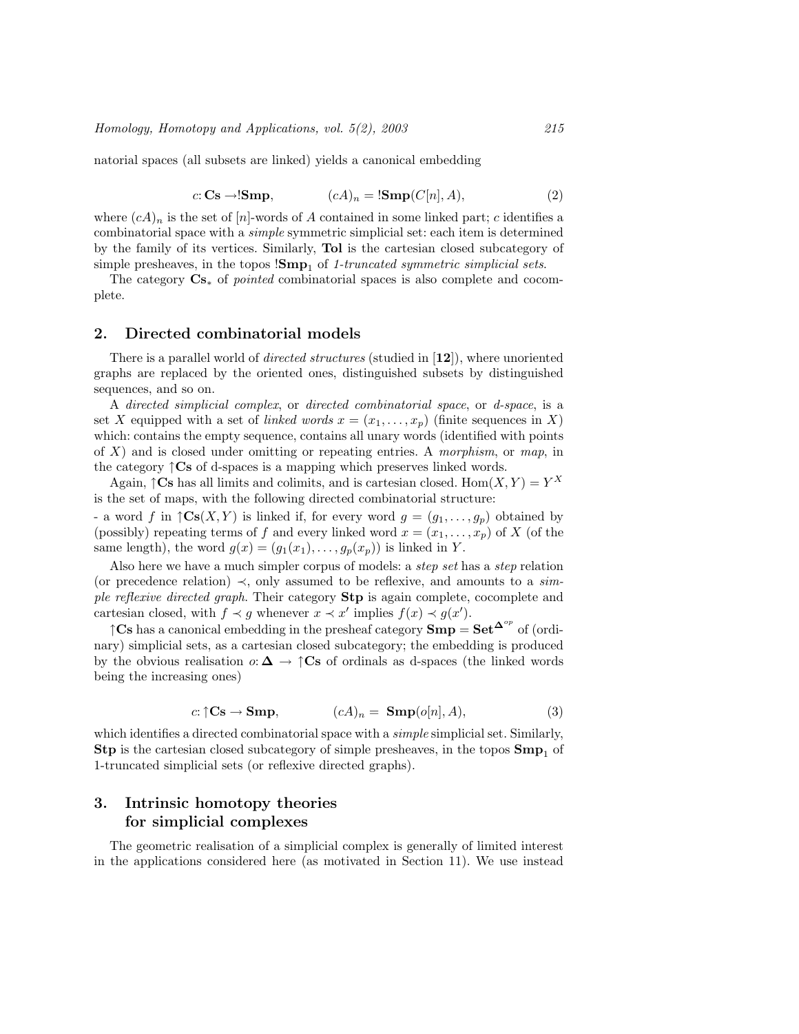natorial spaces (all subsets are linked) yields a canonical embedding

$$c\colon \mathbf{Cs} \to !\mathbf{Smp}, \qquad\qquad (cA)_n = !\mathbf{Smp}(C[n], A), \tag{2}$$

where $(cA)_n$ is the set of $[n]$-words of $A$ contained in some linked part; $c$ identifies a combinatorial space with a *simple* symmetric simplicial set: each item is determined by the family of its vertices. Similarly, **Tol** is the cartesian closed subcategory of simple presheaves, in the topos $!\mathbf{Smp}_1$ of *1-truncated symmetric simplicial sets*.

The category $\mathbf{Cs}_*$ of *pointed* combinatorial spaces is also complete and cocomplete.

## 2. Directed combinatorial models

There is a parallel world of *directed structures* (studied in [**12**]), where unoriented graphs are replaced by the oriented ones, distinguished subsets by distinguished sequences, and so on.

A *directed simplicial complex*, or *directed combinatorial space*, or *d-space*, is a set $X$ equipped with a set of *linked words* $x = (x_1, \ldots, x_p)$ (finite sequences in $X$) which: contains the empty sequence, contains all unary words (identified with points of $X$) and is closed under omitting or repeating entries. A *morphism*, or *map*, in the category $\uparrow\mathbf{Cs}$ of d-spaces is a mapping which preserves linked words.

Again, $\uparrow\mathbf{Cs}$ has all limits and colimits, and is cartesian closed. $\mathrm{Hom}(X, Y) = Y^X$ is the set of maps, with the following directed combinatorial structure:

- a word $f$ in $\uparrow\mathbf{Cs}(X, Y)$ is linked if, for every word $g = (g_1, \ldots, g_p)$ obtained by (possibly) repeating terms of $f$ and every linked word $x = (x_1, \ldots, x_p)$ of $X$ (of the same length), the word $g(x) = (g_1(x_1), \ldots, g_p(x_p))$ is linked in $Y$.

Also here we have a much simpler corpus of models: a *step set* has a *step* relation (or precedence relation) $\prec$, only assumed to be reflexive, and amounts to a *simple reflexive directed graph*. Their category **Stp** is again complete, cocomplete and cartesian closed, with $f \prec g$ whenever $x \prec x'$ implies $f(x) \prec g(x')$.

$\uparrow\mathbf{Cs}$ has a canonical embedding in the presheaf category $\mathbf{Smp} = \mathbf{Set}^{\boldsymbol{\Delta}^{op}}$ of (ordinary) simplicial sets, as a cartesian closed subcategory; the embedding is produced by the obvious realisation $o\colon \boldsymbol{\Delta} \to \uparrow\mathbf{Cs}$ of ordinals as d-spaces (the linked words being the increasing ones)

$$c\colon \uparrow\mathbf{Cs} \to \mathbf{Smp}, \qquad\qquad (cA)_n = \mathbf{Smp}(o[n], A), \tag{3}$$

which identifies a directed combinatorial space with a *simple* simplicial set. Similarly, **Stp** is the cartesian closed subcategory of simple presheaves, in the topos $\mathbf{Smp}_1$ of 1-truncated simplicial sets (or reflexive directed graphs).

## 3. Intrinsic homotopy theories for simplicial complexes

The geometric realisation of a simplicial complex is generally of limited interest in the applications considered here (as motivated in Section 11). We use instead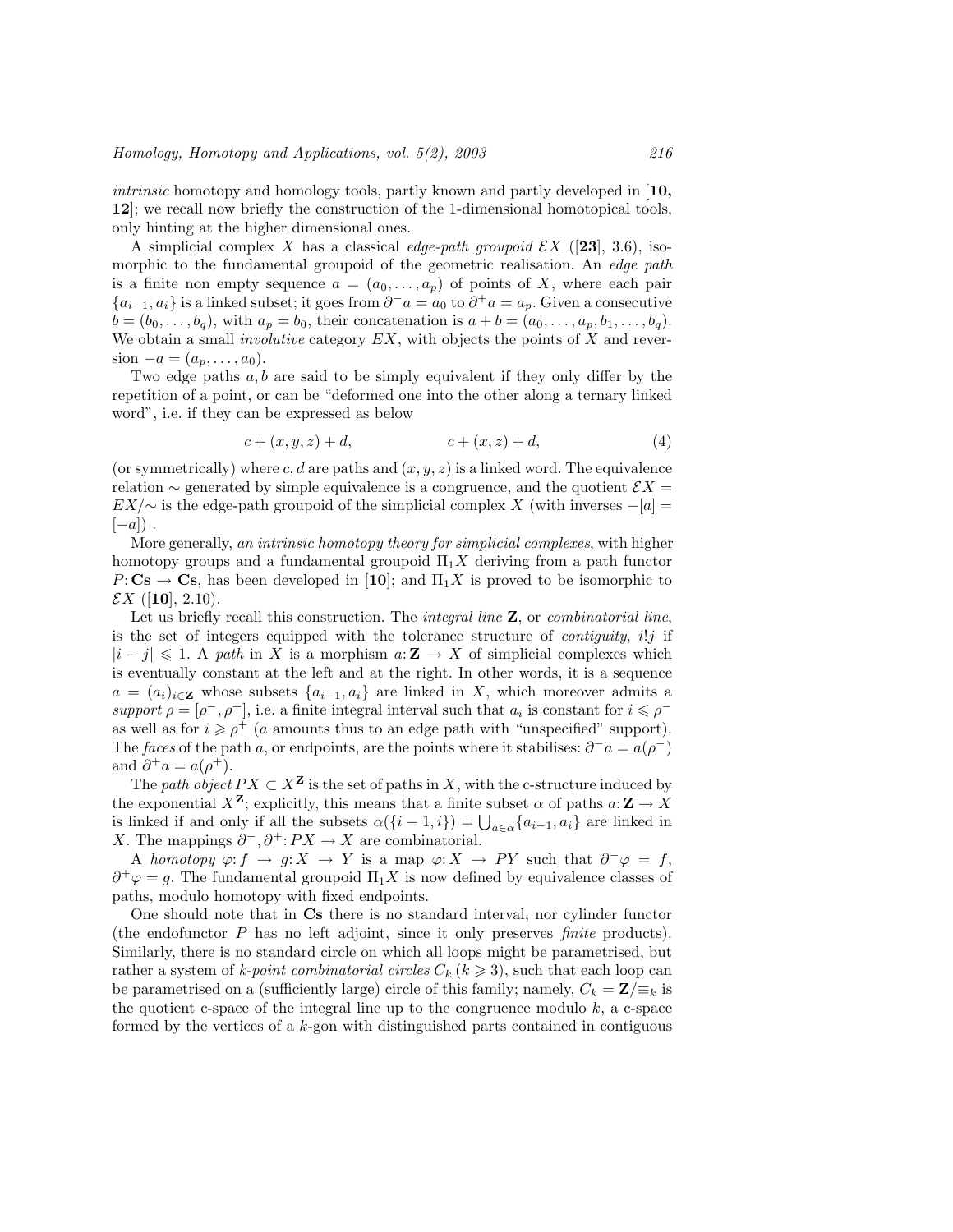*intrinsic* homotopy and homology tools, partly known and partly developed in [**10, 12**]; we recall now briefly the construction of the 1-dimensional homotopical tools, only hinting at the higher dimensional ones.

A simplicial complex $X$ has a classical *edge-path groupoid* $\mathcal{E}X$ ([**23**], 3.6), isomorphic to the fundamental groupoid of the geometric realisation. An *edge path* is a finite non empty sequence $a = (a_0, \dots, a_p)$ of points of $X$, where each pair $\{a_{i-1}, a_i\}$ is a linked subset; it goes from $\partial^- a = a_0$ to $\partial^+ a = a_p$. Given a consecutive $b = (b_0, \dots, b_q)$, with $a_p = b_0$, their concatenation is $a + b = (a_0, \dots, a_p, b_1, \dots, b_q)$. We obtain a small *involutive* category $EX$, with objects the points of $X$ and reversion $-a = (a_p, \dots, a_0)$.

Two edge paths $a, b$ are said to be simply equivalent if they only differ by the repetition of a point, or can be "deformed one into the other along a ternary linked word", i.e. if they can be expressed as below

$$c + (x, y, z) + d, \qquad\qquad c + (x, z) + d, \tag{4}$$

(or symmetrically) where $c, d$ are paths and $(x, y, z)$ is a linked word. The equivalence relation $\sim$ generated by simple equivalence is a congruence, and the quotient $\mathcal{E}X = EX/{\sim}$ is the edge-path groupoid of the simplicial complex $X$ (with inverses $-[a] = [-a]$) .

More generally, *an intrinsic homotopy theory for simplicial complexes*, with higher homotopy groups and a fundamental groupoid $\Pi_1 X$ deriving from a path functor $P\colon \mathbf{Cs} \to \mathbf{Cs}$, has been developed in [**10**]; and $\Pi_1 X$ is proved to be isomorphic to $\mathcal{E}X$ ([**10**], 2.10).

Let us briefly recall this construction. The *integral line* $\mathbf{Z}$, or *combinatorial line*, is the set of integers equipped with the tolerance structure of *contiguity*, $i!j$ if $|i - j| \leqslant 1$. A *path* in $X$ is a morphism $a\colon \mathbf{Z} \to X$ of simplicial complexes which is eventually constant at the left and at the right. In other words, it is a sequence $a = (a_i)_{i \in \mathbf{Z}}$ whose subsets $\{a_{i-1}, a_i\}$ are linked in $X$, which moreover admits a *support* $\rho = [\rho^-, \rho^+]$, i.e. a finite integral interval such that $a_i$ is constant for $i \leqslant \rho^-$ as well as for $i \geqslant \rho^+$ ($a$ amounts thus to an edge path with "unspecified" support). The *faces* of the path $a$, or endpoints, are the points where it stabilises: $\partial^- a = a(\rho^-)$ and $\partial^+ a = a(\rho^+)$.

The *path object* $PX \subset X^{\mathbf{Z}}$ is the set of paths in $X$, with the c-structure induced by the exponential $X^{\mathbf{Z}}$; explicitly, this means that a finite subset $\alpha$ of paths $a\colon \mathbf{Z} \to X$ is linked if and only if all the subsets $\alpha(\{i-1, i\}) = \bigcup_{a \in \alpha} \{a_{i-1}, a_i\}$ are linked in $X$. The mappings $\partial^-, \partial^+\colon PX \to X$ are combinatorial.

A *homotopy* $\varphi\colon f \to g\colon X \to Y$ is a map $\varphi\colon X \to PY$ such that $\partial^- \varphi = f$, $\partial^+ \varphi = g$. The fundamental groupoid $\Pi_1 X$ is now defined by equivalence classes of paths, modulo homotopy with fixed endpoints.

One should note that in $\mathbf{Cs}$ there is no standard interval, nor cylinder functor (the endofunctor $P$ has no left adjoint, since it only preserves *finite* products). Similarly, there is no standard circle on which all loops might be parametrised, but rather a system of *$k$-point combinatorial circles* $C_k$ ($k \geqslant 3$), such that each loop can be parametrised on a (sufficiently large) circle of this family; namely, $C_k = \mathbf{Z}/{\equiv_k}$ is the quotient c-space of the integral line up to the congruence modulo $k$, a c-space formed by the vertices of a $k$-gon with distinguished parts contained in contiguous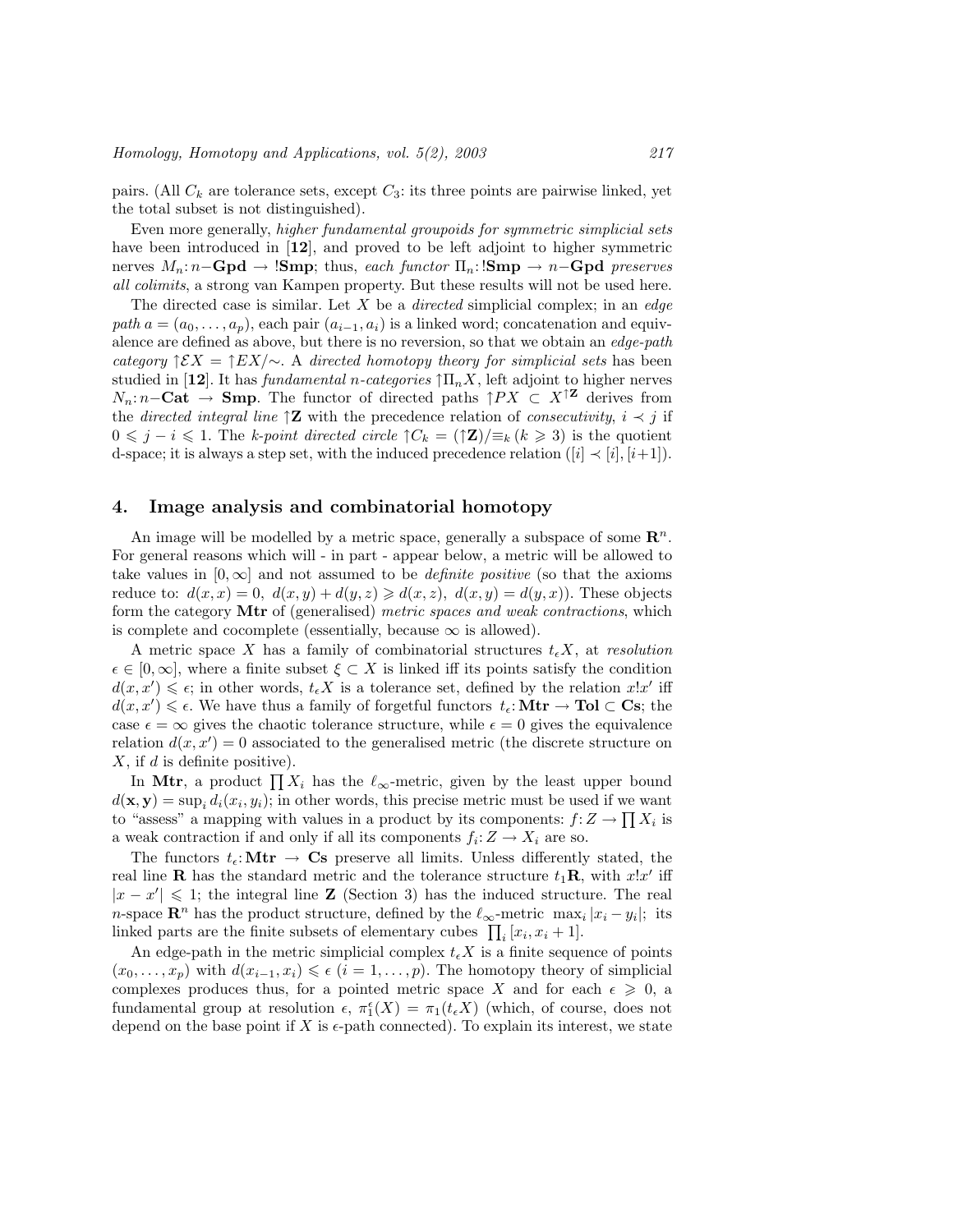pairs. (All $C_k$ are tolerance sets, except $C_3$: its three points are pairwise linked, yet the total subset is not distinguished).

Even more generally, *higher fundamental groupoids for symmetric simplicial sets* have been introduced in [**12**], and proved to be left adjoint to higher symmetric nerves $M_n\colon n\mathbf{-Gpd} \to \mathbf{!Smp}$; thus, *each functor* $\Pi_n\colon \mathbf{!Smp} \to n\mathbf{-Gpd}$ *preserves all colimits*, a strong van Kampen property. But these results will not be used here.

The directed case is similar. Let $X$ be a *directed* simplicial complex; in an *edge path* $a = (a_0, \ldots, a_p)$, each pair $(a_{i-1}, a_i)$ is a linked word; concatenation and equivalence are defined as above, but there is no reversion, so that we obtain an *edge-path category* $\uparrow\mathcal{E}X = \uparrow EX/{\sim}$. A *directed homotopy theory for simplicial sets* has been studied in [**12**]. It has *fundamental n-categories* $\uparrow\Pi_n X$, left adjoint to higher nerves $N_n\colon n\mathbf{-Cat} \to \mathbf{Smp}$. The functor of directed paths $\uparrow PX \subset X^{\uparrow\mathbf{Z}}$ derives from the *directed integral line* $\uparrow\mathbf{Z}$ with the precedence relation of *consecutivity*, $i \prec j$ if $0 \leqslant j - i \leqslant 1$. The *k-point directed circle* $\uparrow C_k = (\uparrow\mathbf{Z})/{\equiv_k}\ (k \geqslant 3)$ is the quotient d-space; it is always a step set, with the induced precedence relation ($[i] \prec [i], [i{+}1]$).

## 4. Image analysis and combinatorial homotopy

An image will be modelled by a metric space, generally a subspace of some $\mathbf{R}^n$. For general reasons which will - in part - appear below, a metric will be allowed to take values in $[0, \infty]$ and not assumed to be *definite positive* (so that the axioms reduce to: $d(x, x) = 0,\ d(x, y) + d(y, z) \geqslant d(x, z),\ d(x, y) = d(y, x)$). These objects form the category $\mathbf{Mtr}$ of (generalised) *metric spaces and weak contractions*, which is complete and cocomplete (essentially, because $\infty$ is allowed).

A metric space $X$ has a family of combinatorial structures $t_\epsilon X$, at *resolution* $\epsilon \in [0, \infty]$, where a finite subset $\xi \subset X$ is linked iff its points satisfy the condition $d(x, x') \leqslant \epsilon$; in other words, $t_\epsilon X$ is a tolerance set, defined by the relation $x!x'$ iff $d(x, x') \leqslant \epsilon$. We have thus a family of forgetful functors $t_\epsilon\colon \mathbf{Mtr} \to \mathbf{Tol} \subset \mathbf{Cs}$; the case $\epsilon = \infty$ gives the chaotic tolerance structure, while $\epsilon = 0$ gives the equivalence relation $d(x, x') = 0$ associated to the generalised metric (the discrete structure on $X$, if $d$ is definite positive).

In $\mathbf{Mtr}$, a product $\prod X_i$ has the $\ell_\infty$-metric, given by the least upper bound $d(\mathbf{x}, \mathbf{y}) = \sup_i d_i(x_i, y_i)$; in other words, this precise metric must be used if we want to "assess" a mapping with values in a product by its components: $f\colon Z \to \prod X_i$ is a weak contraction if and only if all its components $f_i\colon Z \to X_i$ are so.

The functors $t_\epsilon\colon \mathbf{Mtr} \to \mathbf{Cs}$ preserve all limits. Unless differently stated, the real line $\mathbf{R}$ has the standard metric and the tolerance structure $t_1\mathbf{R}$, with $x!x'$ iff $|x - x'| \leqslant 1$; the integral line $\mathbf{Z}$ (Section 3) has the induced structure. The real $n$-space $\mathbf{R}^n$ has the product structure, defined by the $\ell_\infty$-metric $\max_i |x_i - y_i|$; its linked parts are the finite subsets of elementary cubes $\prod_i [x_i, x_i + 1]$.

An edge-path in the metric simplicial complex $t_\epsilon X$ is a finite sequence of points $(x_0, \ldots, x_p)$ with $d(x_{i-1}, x_i) \leqslant \epsilon$ $(i = 1, \ldots, p)$. The homotopy theory of simplicial complexes produces thus, for a pointed metric space $X$ and for each $\epsilon \geqslant 0$, a fundamental group at resolution $\epsilon$, $\pi_1^\epsilon(X) = \pi_1(t_\epsilon X)$ (which, of course, does not depend on the base point if $X$ is $\epsilon$-path connected). To explain its interest, we state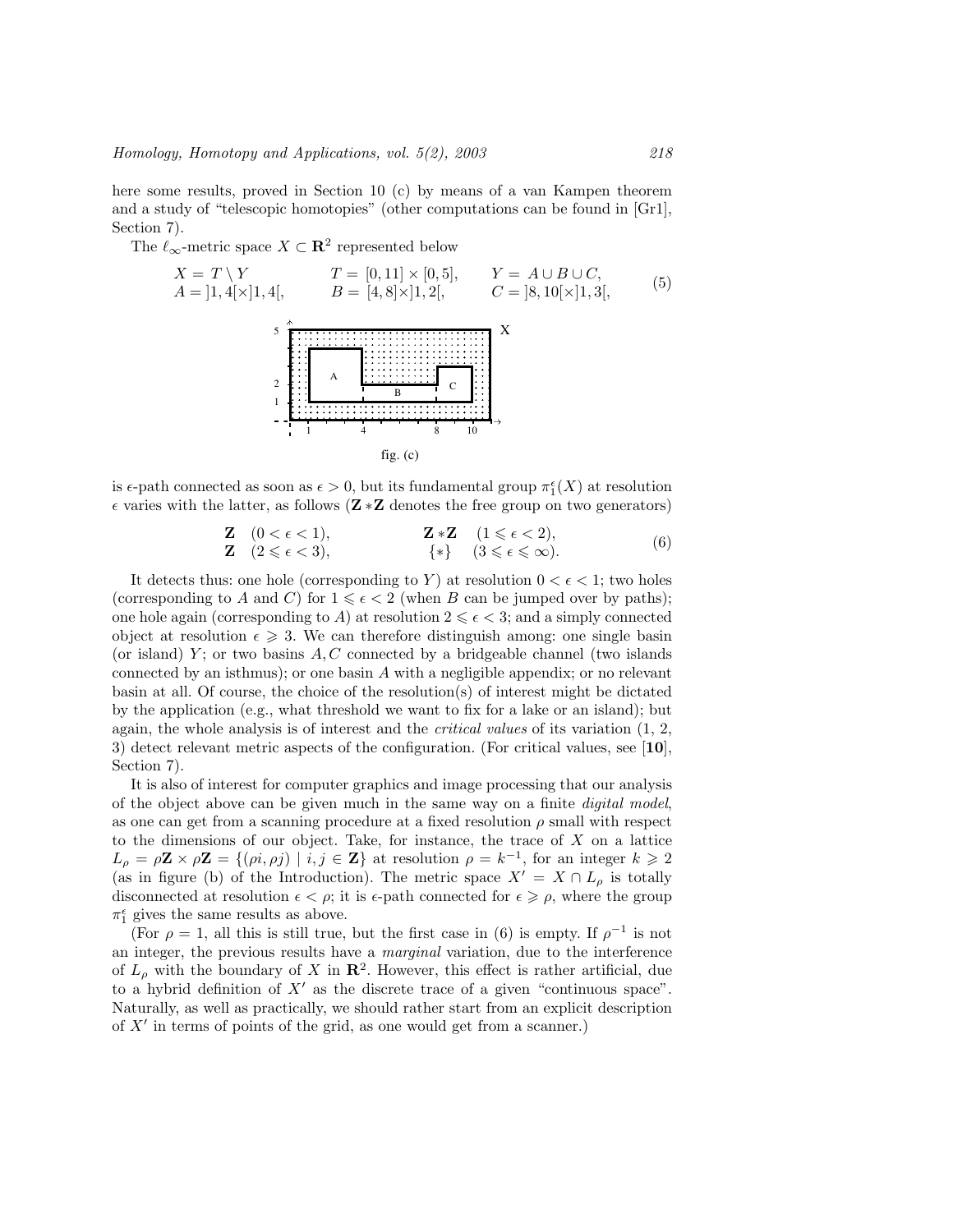here some results, proved in Section 10 (c) by means of a van Kampen theorem and a study of "telescopic homotopies" (other computations can be found in [Gr1], Section 7).

The $\ell_\infty$-metric space $X \subset \mathbf{R}^2$ represented below

$$
\begin{array}{lll}
X = T \setminus Y & T = [0,11] \times [0,5], & Y = A \cup B \cup C, \\
A = ]1,4[\times]1,4[, & B = [4,8]\times]1,2[, & C = ]8,10[\times]1,3[,
\end{array}
\tag{5}
$$

fig. (c)

is $\epsilon$-path connected as soon as $\epsilon > 0$, but its fundamental group $\pi_1^\epsilon(X)$ at resolution $\epsilon$ varies with the latter, as follows ($\mathbf{Z} * \mathbf{Z}$ denotes the free group on two generators)

$$
\begin{array}{llll}
\mathbf{Z} & (0 < \epsilon < 1), & \mathbf{Z} * \mathbf{Z} & (1 \leqslant \epsilon < 2), \\
\mathbf{Z} & (2 \leqslant \epsilon < 3), & \{*\} & (3 \leqslant \epsilon \leqslant \infty).
\end{array}
\tag{6}
$$

It detects thus: one hole (corresponding to $Y$) at resolution $0 < \epsilon < 1$; two holes (corresponding to $A$ and $C$) for $1 \leqslant \epsilon < 2$ (when $B$ can be jumped over by paths); one hole again (corresponding to $A$) at resolution $2 \leqslant \epsilon < 3$; and a simply connected object at resolution $\epsilon \geqslant 3$. We can therefore distinguish among: one single basin (or island) $Y$; or two basins $A, C$ connected by a bridgeable channel (two islands connected by an isthmus); or one basin $A$ with a negligible appendix; or no relevant basin at all. Of course, the choice of the resolution(s) of interest might be dictated by the application (e.g., what threshold we want to fix for a lake or an island); but again, the whole analysis is of interest and the *critical values* of its variation (1, 2, 3) detect relevant metric aspects of the configuration. (For critical values, see [**10**], Section 7).

It is also of interest for computer graphics and image processing that our analysis of the object above can be given much in the same way on a finite *digital model*, as one can get from a scanning procedure at a fixed resolution $\rho$ small with respect to the dimensions of our object. Take, for instance, the trace of $X$ on a lattice $L_\rho = \rho\mathbf{Z} \times \rho\mathbf{Z} = \{(\rho i, \rho j) \mid i, j \in \mathbf{Z}\}$ at resolution $\rho = k^{-1}$, for an integer $k \geqslant 2$ (as in figure (b) of the Introduction). The metric space $X' = X \cap L_\rho$ is totally disconnected at resolution $\epsilon < \rho$; it is $\epsilon$-path connected for $\epsilon \geqslant \rho$, where the group $\pi_1^\epsilon$ gives the same results as above.

(For $\rho = 1$, all this is still true, but the first case in (6) is empty. If $\rho^{-1}$ is not an integer, the previous results have a *marginal* variation, due to the interference of $L_\rho$ with the boundary of $X$ in $\mathbf{R}^2$. However, this effect is rather artificial, due to a hybrid definition of $X'$ as the discrete trace of a given "continuous space". Naturally, as well as practically, we should rather start from an explicit description of $X'$ in terms of points of the grid, as one would get from a scanner.)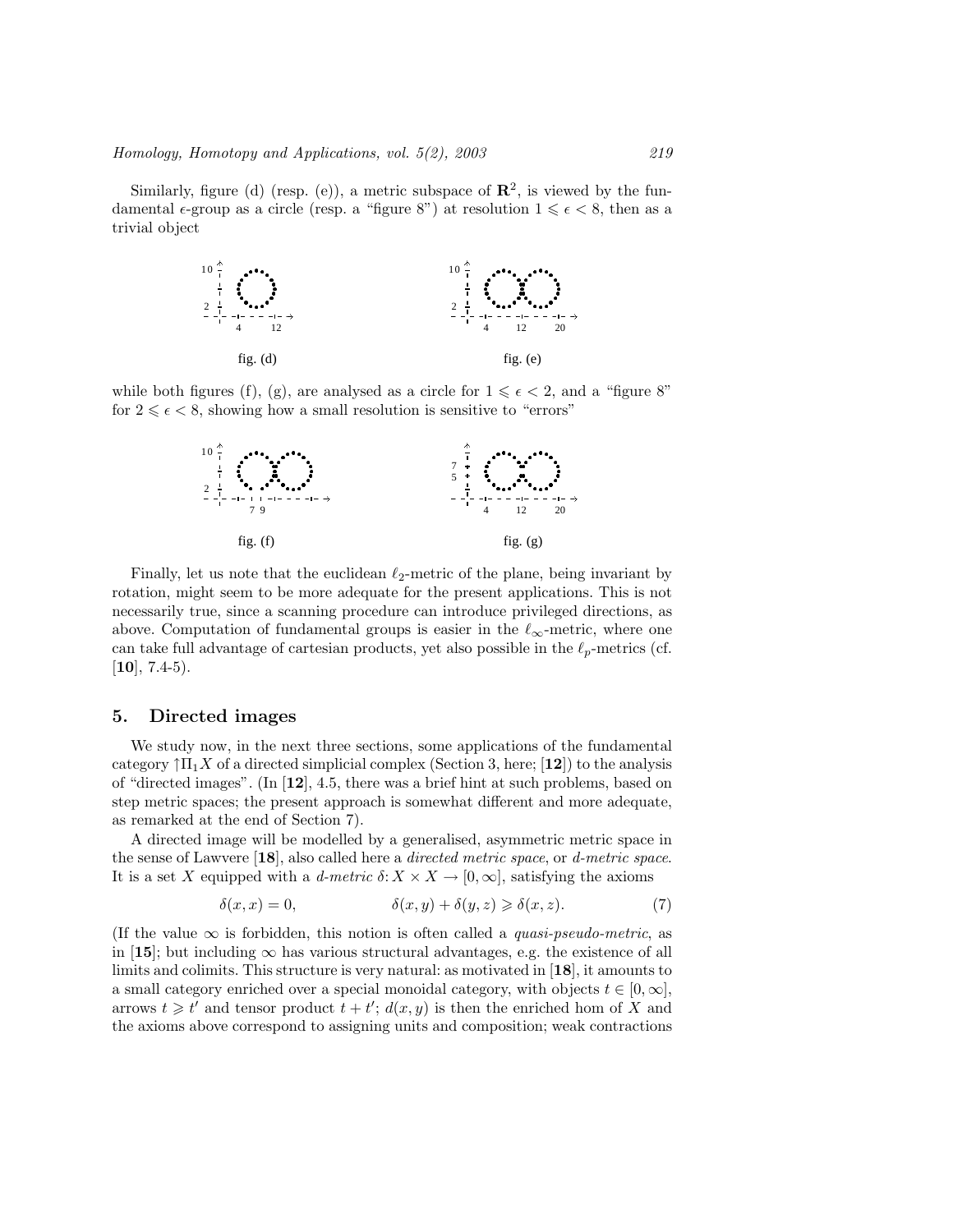Similarly, figure (d) (resp. (e)), a metric subspace of $\mathbf{R}^2$, is viewed by the fundamental $\epsilon$-group as a circle (resp. a "figure 8") at resolution $1 \leqslant \epsilon < 8$, then as a trivial object

fig. (d)

fig. (e)

while both figures (f), (g), are analysed as a circle for $1 \leqslant \epsilon < 2$, and a "figure 8" for $2 \leqslant \epsilon < 8$, showing how a small resolution is sensitive to "errors"

fig. (f)

fig. (g)

Finally, let us note that the euclidean $\ell_2$-metric of the plane, being invariant by rotation, might seem to be more adequate for the present applications. This is not necessarily true, since a scanning procedure can introduce privileged directions, as above. Computation of fundamental groups is easier in the $\ell_\infty$-metric, where one can take full advantage of cartesian products, yet also possible in the $\ell_p$-metrics (cf. [**10**], 7.4-5).

## 5. Directed images

We study now, in the next three sections, some applications of the fundamental category $\uparrow\Pi_1 X$ of a directed simplicial complex (Section 3, here; [**12**]) to the analysis of "directed images". (In [**12**], 4.5, there was a brief hint at such problems, based on step metric spaces; the present approach is somewhat different and more adequate, as remarked at the end of Section 7).

A directed image will be modelled by a generalised, asymmetric metric space in the sense of Lawvere [**18**], also called here a *directed metric space*, or *d-metric space.* It is a set $X$ equipped with a *d-metric* $\delta: X \times X \to [0, \infty]$, satisfying the axioms

$$\delta(x, x) = 0, \qquad\qquad \delta(x, y) + \delta(y, z) \geqslant \delta(x, z). \tag{7}$$

(If the value $\infty$ is forbidden, this notion is often called a *quasi-pseudo-metric*, as in [**15**]; but including $\infty$ has various structural advantages, e.g. the existence of all limits and colimits. This structure is very natural: as motivated in [**18**], it amounts to a small category enriched over a special monoidal category, with objects $t \in [0, \infty]$, arrows $t \geqslant t'$ and tensor product $t + t'$; $d(x, y)$ is then the enriched hom of $X$ and the axioms above correspond to assigning units and composition; weak contractions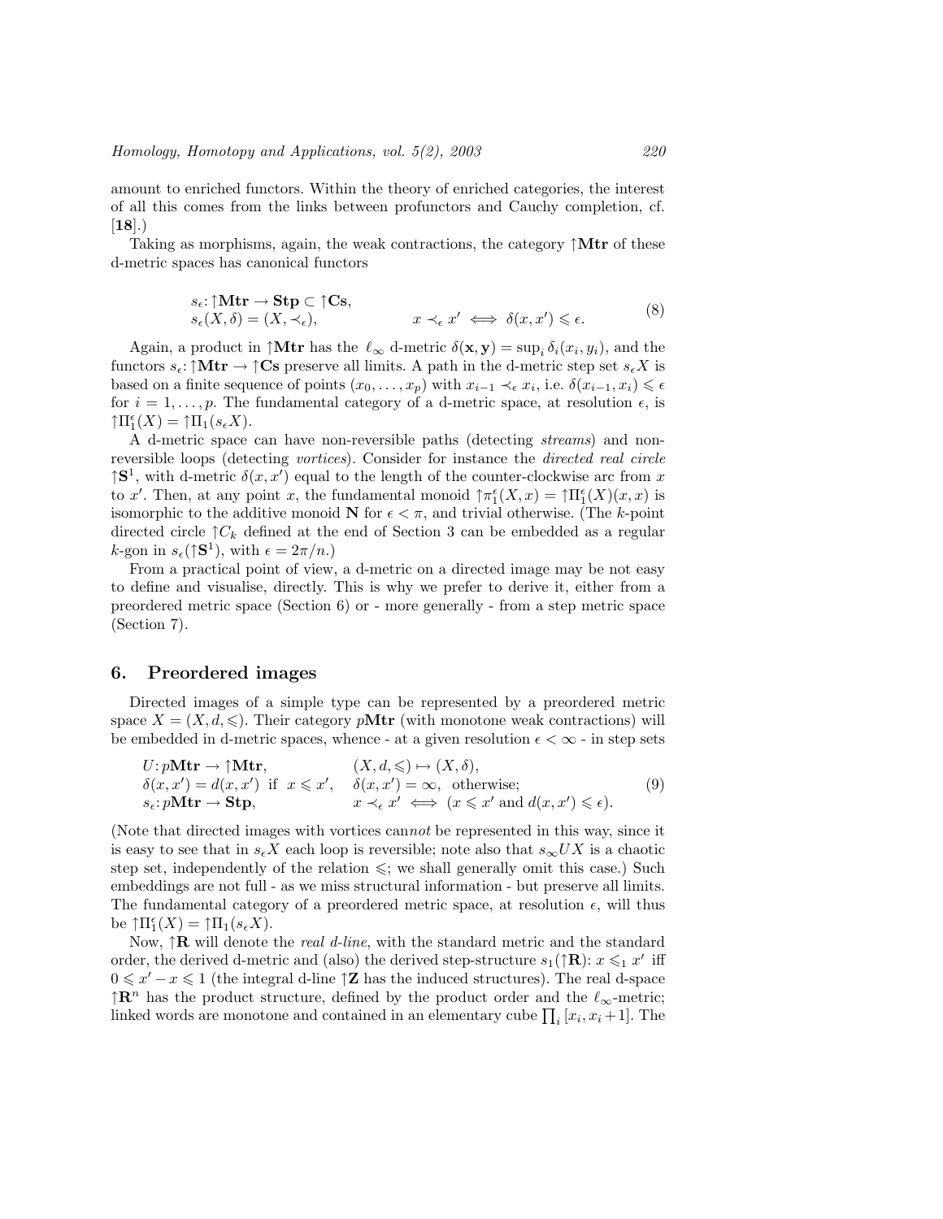amount to enriched functors. Within the theory of enriched categories, the interest of all this comes from the links between profunctors and Cauchy completion, cf. [**18**].)

Taking as morphisms, again, the weak contractions, the category $\uparrow\mathbf{Mtr}$ of these d-metric spaces has canonical functors

$$
\begin{array}{ll}
s_\epsilon \colon \uparrow\mathbf{Mtr} \to \mathbf{Stp} \subset \uparrow\mathbf{Cs}, & \\
s_\epsilon(X, \delta) = (X, \prec_\epsilon), & x \prec_\epsilon x' \iff \delta(x, x') \leqslant \epsilon.
\end{array} \tag{8}
$$

Again, a product in $\uparrow\mathbf{Mtr}$ has the $\ell_\infty$ d-metric $\delta(\mathbf{x}, \mathbf{y}) = \sup_i \delta_i(x_i, y_i)$, and the functors $s_\epsilon \colon \uparrow\mathbf{Mtr} \to \uparrow\mathbf{Cs}$ preserve all limits. A path in the d-metric step set $s_\epsilon X$ is based on a finite sequence of points $(x_0, \ldots, x_p)$ with $x_{i-1} \prec_\epsilon x_i$, i.e. $\delta(x_{i-1}, x_i) \leqslant \epsilon$ for $i = 1, \ldots, p$. The fundamental category of a d-metric space, at resolution $\epsilon$, is $\uparrow\Pi_1^\epsilon(X) = \uparrow\Pi_1(s_\epsilon X)$.

A d-metric space can have non-reversible paths (detecting *streams*) and non-reversible loops (detecting *vortices*). Consider for instance the *directed real circle* $\uparrow\mathbf{S}^1$, with d-metric $\delta(x, x')$ equal to the length of the counter-clockwise arc from $x$ to $x'$. Then, at any point $x$, the fundamental monoid $\uparrow\pi_1^\epsilon(X, x) = \uparrow\Pi_1^\epsilon(X)(x, x)$ is isomorphic to the additive monoid $\mathbf{N}$ for $\epsilon < \pi$, and trivial otherwise. (The $k$-point directed circle $\uparrow C_k$ defined at the end of Section 3 can be embedded as a regular $k$-gon in $s_\epsilon(\uparrow\mathbf{S}^1)$, with $\epsilon = 2\pi/n$.)

From a practical point of view, a d-metric on a directed image may be not easy to define and visualise, directly. This is why we prefer to derive it, either from a preordered metric space (Section 6) or - more generally - from a step metric space (Section 7).

## 6. Preordered images

Directed images of a simple type can be represented by a preordered metric space $X = (X, d, \leqslant)$. Their category $p\mathbf{Mtr}$ (with monotone weak contractions) will be embedded in d-metric spaces, whence - at a given resolution $\epsilon < \infty$ - in step sets

$$
\begin{array}{ll}
U \colon p\mathbf{Mtr} \to \uparrow\mathbf{Mtr}, & (X, d, \leqslant) \mapsto (X, \delta), \\
\delta(x, x') = d(x, x') \text{ if } x \leqslant x', & \delta(x, x') = \infty, \text{ otherwise}; \\
s_\epsilon \colon p\mathbf{Mtr} \to \mathbf{Stp}, & x \prec_\epsilon x' \iff (x \leqslant x' \text{ and } d(x, x') \leqslant \epsilon).
\end{array} \tag{9}
$$

(Note that directed images with vortices can*not* be represented in this way, since it is easy to see that in $s_\epsilon X$ each loop is reversible; note also that $s_\infty UX$ is a chaotic step set, independently of the relation $\leqslant$; we shall generally omit this case.) Such embeddings are not full - as we miss structural information - but preserve all limits. The fundamental category of a preordered metric space, at resolution $\epsilon$, will thus be $\uparrow\Pi_1^\epsilon(X) = \uparrow\Pi_1(s_\epsilon X)$.

Now, $\uparrow\mathbf{R}$ will denote the *real d-line*, with the standard metric and the standard order, the derived d-metric and (also) the derived step-structure $s_1(\uparrow\mathbf{R})$: $x \leqslant_1 x'$ iff $0 \leqslant x' - x \leqslant 1$ (the integral d-line $\uparrow\mathbf{Z}$ has the induced structures). The real d-space $\uparrow\mathbf{R}^n$ has the product structure, defined by the product order and the $\ell_\infty$-metric; linked words are monotone and contained in an elementary cube $\prod_i [x_i, x_i + 1]$. The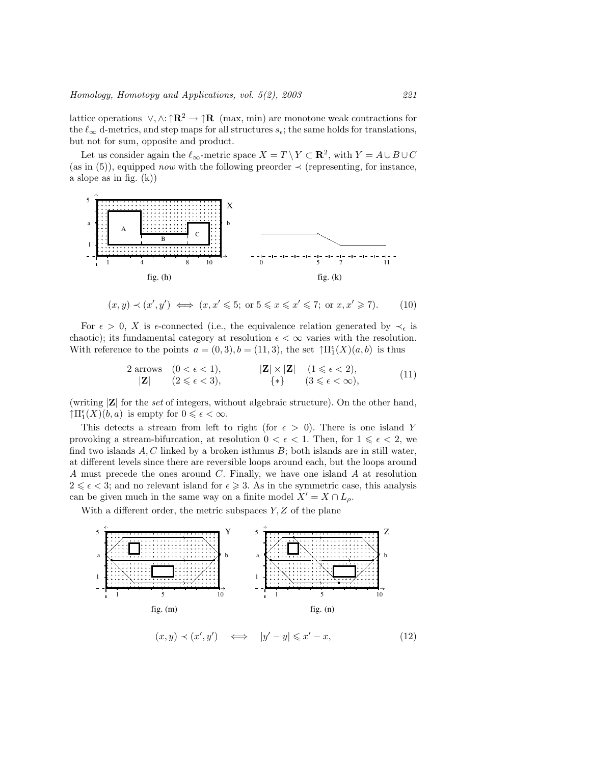lattice operations $\vee, \wedge \colon \uparrow\mathbf{R}^2 \to \uparrow\mathbf{R}$ (max, min) are monotone weak contractions for the $\ell_\infty$ d-metrics, and step maps for all structures $s_\epsilon$; the same holds for translations, but not for sum, opposite and product.

Let us consider again the $\ell_\infty$-metric space $X = T \setminus Y \subset \mathbf{R}^2$, with $Y = A \cup B \cup C$ (as in (5)), equipped *now* with the following preorder $\prec$ (representing, for instance, a slope as in fig. (k))

fig. (h)　　　　fig. (k)

$$(x, y) \prec (x', y') \iff (x, x' \leqslant 5; \text{ or } 5 \leqslant x \leqslant x' \leqslant 7; \text{ or } x, x' \geqslant 7). \tag{10}$$

For $\epsilon > 0$, $X$ is $\epsilon$-connected (i.e., the equivalence relation generated by $\prec_\epsilon$ is chaotic); its fundamental category at resolution $\epsilon < \infty$ varies with the resolution. With reference to the points $a = (0, 3), b = (11, 3)$, the set $\uparrow\Pi_1^\epsilon(X)(a, b)$ is thus

$$\begin{array}{llll} 2 \text{ arrows} & (0 < \epsilon < 1), & |\mathbf{Z}| \times |\mathbf{Z}| & (1 \leqslant \epsilon < 2), \\ |\mathbf{Z}| & (2 \leqslant \epsilon < 3), & \{*\} & (3 \leqslant \epsilon < \infty), \end{array} \tag{11}$$

(writing $|\mathbf{Z}|$ for the *set* of integers, without algebraic structure). On the other hand, $\uparrow\Pi_1^\epsilon(X)(b, a)$ is empty for $0 \leqslant \epsilon < \infty$.

This detects a stream from left to right (for $\epsilon > 0$). There is one island $Y$ provoking a stream-bifurcation, at resolution $0 < \epsilon < 1$. Then, for $1 \leqslant \epsilon < 2$, we find two islands $A, C$ linked by a broken isthmus $B$; both islands are in still water, at different levels since there are reversible loops around each, but the loops around $A$ must precede the ones around $C$. Finally, we have one island $A$ at resolution $2 \leqslant \epsilon < 3$; and no relevant island for $\epsilon \geqslant 3$. As in the symmetric case, this analysis can be given much in the same way on a finite model $X' = X \cap L_\rho$.

With a different order, the metric subspaces $Y, Z$ of the plane

fig. (m)　　　　fig. (n)

$$(x, y) \prec (x', y') \quad \iff \quad |y' - y| \leqslant x' - x, \tag{12}$$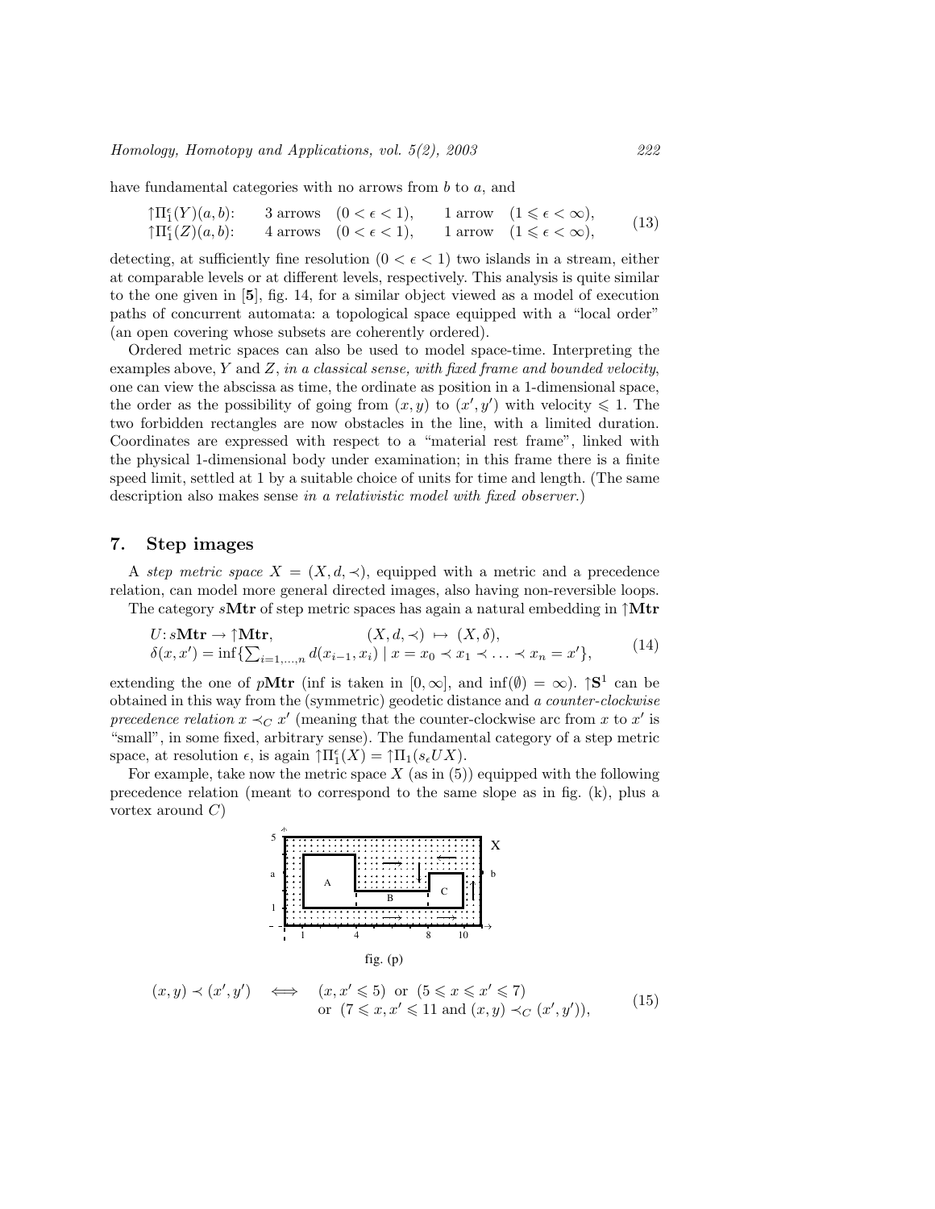have fundamental categories with no arrows from $b$ to $a$, and

$$
\begin{array}{llll}
\uparrow\Pi_1^\epsilon(Y)(a,b): & 3 \text{ arrows } \ (0<\epsilon<1), & 1 \text{ arrow } \ (1 \leqslant \epsilon < \infty), \\
\uparrow\Pi_1^\epsilon(Z)(a,b): & 4 \text{ arrows } \ (0<\epsilon<1), & 1 \text{ arrow } \ (1 \leqslant \epsilon < \infty),
\end{array}
\tag{13}
$$

detecting, at sufficiently fine resolution ($0 < \epsilon < 1$) two islands in a stream, either at comparable levels or at different levels, respectively. This analysis is quite similar to the one given in [**5**], fig. 14, for a similar object viewed as a model of execution paths of concurrent automata: a topological space equipped with a "local order" (an open covering whose subsets are coherently ordered).

Ordered metric spaces can also be used to model space-time. Interpreting the examples above, $Y$ and $Z$, *in a classical sense, with fixed frame and bounded velocity*, one can view the abscissa as time, the ordinate as position in a 1-dimensional space, the order as the possibility of going from $(x,y)$ to $(x',y')$ with velocity $\leqslant 1$. The two forbidden rectangles are now obstacles in the line, with a limited duration. Coordinates are expressed with respect to a "material rest frame", linked with the physical 1-dimensional body under examination; in this frame there is a finite speed limit, settled at 1 by a suitable choice of units for time and length. (The same description also makes sense *in a relativistic model with fixed observer.*)

## 7. Step images

A *step metric space* $X = (X, d, \prec)$, equipped with a metric and a precedence relation, can model more general directed images, also having non-reversible loops.

The category $s\mathbf{Mtr}$ of step metric spaces has again a natural embedding in $\uparrow\mathbf{Mtr}$

$$
\begin{array}{ll}
U\colon s\mathbf{Mtr} \to \uparrow\mathbf{Mtr}, & (X,d,\prec) \ \mapsto \ (X,\delta), \\
\delta(x,x') = \inf\{\sum_{i=1,\dots,n} d(x_{i-1},x_i) \mid x = x_0 \prec x_1 \prec \dots \prec x_n = x'\}, &
\end{array}
\tag{14}
$$

extending the one of $p\mathbf{Mtr}$ (inf is taken in $[0,\infty]$, and $\inf(\emptyset) = \infty$). $\uparrow\mathbf{S}^1$ can be obtained in this way from the (symmetric) geodetic distance and *a counter-clockwise precedence relation* $x \prec_C x'$ (meaning that the counter-clockwise arc from $x$ to $x'$ is "small", in some fixed, arbitrary sense). The fundamental category of a step metric space, at resolution $\epsilon$, is again $\uparrow\Pi_1^\epsilon(X) = \uparrow\Pi_1(s_\epsilon UX)$.

For example, take now the metric space $X$ (as in (5)) equipped with the following precedence relation (meant to correspond to the same slope as in fig. (k), plus a vortex around $C$)

fig. (p)

$$
\begin{array}{rcl}
(x,y) \prec (x',y') & \iff & (x,x' \leqslant 5) \ \text{ or } \ (5 \leqslant x \leqslant x' \leqslant 7) \\
& & \text{or } \ (7 \leqslant x,x' \leqslant 11 \text{ and } (x,y) \prec_C (x',y')),
\end{array}
\tag{15}
$$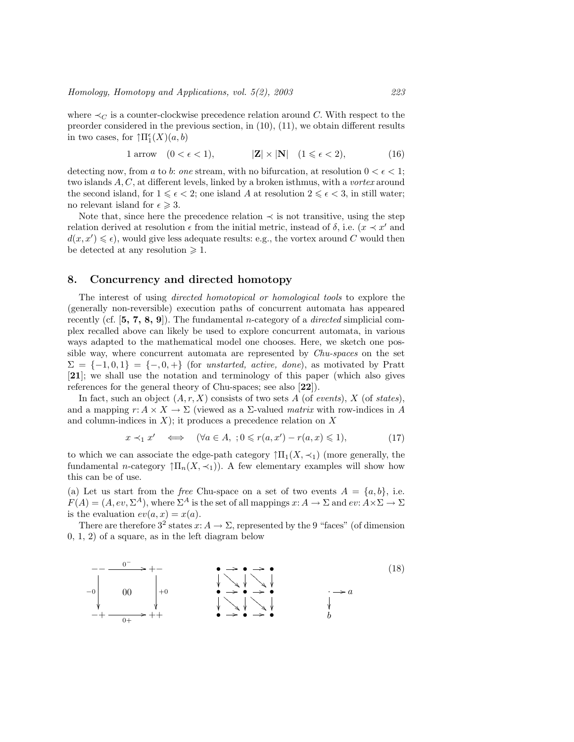where $\prec_C$ is a counter-clockwise precedence relation around $C$. With respect to the preorder considered in the previous section, in (10), (11), we obtain different results in two cases, for $\uparrow\!\Pi_1^\epsilon(X)(a,b)$

$$1 \text{ arrow} \quad (0 < \epsilon < 1), \qquad\qquad |\mathbf{Z}| \times |\mathbf{N}| \quad (1 \leqslant \epsilon < 2), \tag{16}$$

detecting now, from $a$ to $b$: *one* stream, with no bifurcation, at resolution $0 < \epsilon < 1$; two islands $A, C$, at different levels, linked by a broken isthmus, with a *vortex* around the second island, for $1 \leqslant \epsilon < 2$; one island $A$ at resolution $2 \leqslant \epsilon < 3$, in still water; no relevant island for $\epsilon \geqslant 3$.

Note that, since here the precedence relation $\prec$ is not transitive, using the step relation derived at resolution $\epsilon$ from the initial metric, instead of $\delta$, i.e. ($x \prec x'$ and $d(x, x') \leqslant \epsilon$), would give less adequate results: e.g., the vortex around $C$ would then be detected at any resolution $\geqslant 1$.

## 8. Concurrency and directed homotopy

The interest of using *directed homotopical or homological tools* to explore the (generally non-reversible) execution paths of concurrent automata has appeared recently (cf. [**5, 7, 8, 9**]). The fundamental $n$-category of a *directed* simplicial complex recalled above can likely be used to explore concurrent automata, in various ways adapted to the mathematical model one chooses. Here, we sketch one possible way, where concurrent automata are represented by *Chu-spaces* on the set $\Sigma = \{-1, 0, 1\} = \{-, 0, +\}$ (for *unstarted, active, done*), as motivated by Pratt [**21**]; we shall use the notation and terminology of this paper (which also gives references for the general theory of Chu-spaces; see also [**22**]).

In fact, such an object $(A, r, X)$ consists of two sets $A$ (of *events*), $X$ (of *states*), and a mapping $r: A \times X \to \Sigma$ (viewed as a $\Sigma$-valued *matrix* with row-indices in $A$ and column-indices in $X$); it produces a precedence relation on $X$

$$x \prec_1 x' \iff (\forall a \in A, \; ; 0 \leqslant r(a, x') - r(a, x) \leqslant 1), \tag{17}$$

to which we can associate the edge-path category $\uparrow\!\Pi_1(X, \prec_1)$ (more generally, the fundamental $n$-category $\uparrow\!\Pi_n(X, \prec_1)$). A few elementary examples will show how this can be of use.

(a) Let us start from the *free* Chu-space on a set of two events $A = \{a, b\}$, i.e. $F(A) = (A, ev, \Sigma^A)$, where $\Sigma^A$ is the set of all mappings $x: A \to \Sigma$ and $ev: A \times \Sigma \to \Sigma$ is the evaluation $ev(a, x) = x(a)$.

There are therefore $3^2$ states $x: A \to \Sigma$, represented by the 9 "faces" (of dimension 0, 1, 2) of a square, as in the left diagram below

$$
\begin{array}{ccc}
-- & \xrightarrow{\;0^-\;} & +- \\
{\scriptstyle -0}\downarrow & 00 & \downarrow{\scriptstyle +0} \\
-+ & \xrightarrow[\;0+\;]{} & ++
\end{array}
\qquad\qquad
\begin{array}{ccccc}
\bullet & \to & \bullet & \to & \bullet \\
\downarrow & \searrow & \downarrow & \searrow & \downarrow \\
\bullet & \to & \bullet & \to & \bullet \\
\downarrow & \searrow & \downarrow & \searrow & \downarrow \\
\bullet & \to & \bullet & \to & \bullet
\end{array}
\qquad\qquad
\begin{array}{ccc}
\cdot & \to & a \\
\downarrow & & \\
b & &
\end{array}
\tag{18}
$$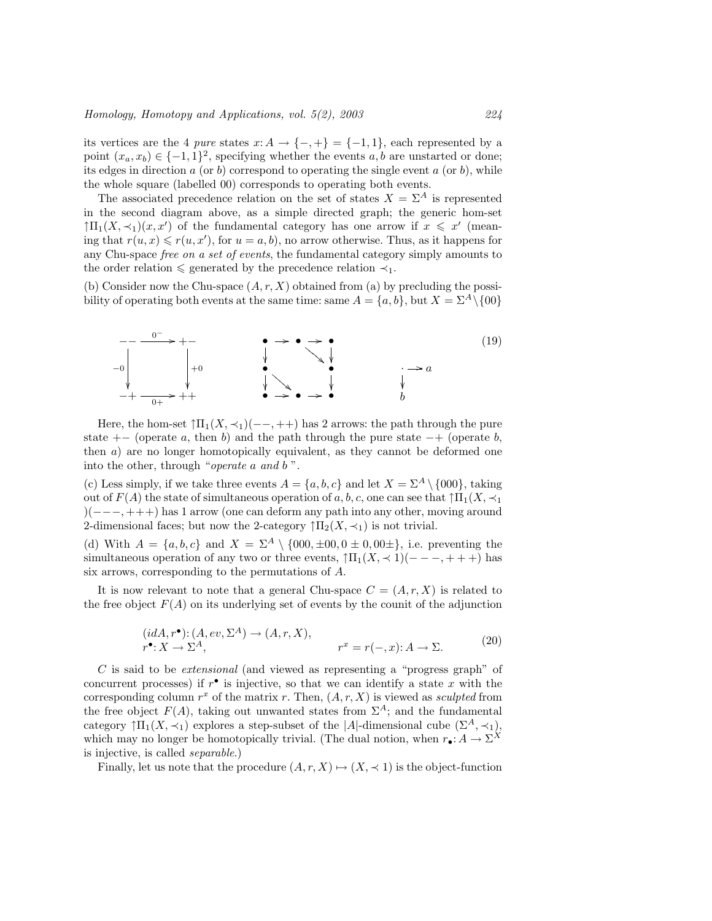its vertices are the 4 *pure* states $x: A \to \{-,+\} = \{-1,1\}$, each represented by a point $(x_a, x_b) \in \{-1,1\}^2$, specifying whether the events $a, b$ are unstarted or done; its edges in direction $a$ (or $b$) correspond to operating the single event $a$ (or $b$), while the whole square (labelled 00) corresponds to operating both events.

The associated precedence relation on the set of states $X = \Sigma^A$ is represented in the second diagram above, as a simple directed graph; the generic hom-set $\uparrow\!\Pi_1(X, \prec_1)(x, x')$ of the fundamental category has one arrow if $x \leqslant x'$ (meaning that $r(u,x) \leqslant r(u,x')$, for $u = a, b$), no arrow otherwise. Thus, as it happens for any Chu-space *free on a set of events*, the fundamental category simply amounts to the order relation $\leqslant$ generated by the precedence relation $\prec_1$.

(b) Consider now the Chu-space $(A, r, X)$ obtained from (a) by precluding the possibility of operating both events at the same time: same $A = \{a, b\}$, but $X = \Sigma^A \setminus \{00\}$

$$
\begin{array}{ccc}
-- \xrightarrow{0^-} +- & \quad & \bullet \to \bullet \to \bullet \\
{\scriptstyle -0}\downarrow \qquad \downarrow{\scriptstyle +0} & & \downarrow \quad \searrow \quad \downarrow \\
 & & \bullet \qquad\quad \bullet \qquad\qquad \cdot \to a \\
 & & \downarrow \searrow \qquad \downarrow \qquad\qquad \downarrow \\
-+ \xrightarrow[0+]{} ++ & & \bullet \to \bullet \to \bullet \qquad\qquad b
\end{array}
\tag{19}
$$

Here, the hom-set $\uparrow\!\Pi_1(X, \prec_1)(--, ++)$ has 2 arrows: the path through the pure state $+-$ (operate $a$, then $b$) and the path through the pure state $-+$ (operate $b$, then $a$) are no longer homotopically equivalent, as they cannot be deformed one into the other, through "*operate a and b* ".

(c) Less simply, if we take three events $A = \{a, b, c\}$ and let $X = \Sigma^A \setminus \{000\}$, taking out of $F(A)$ the state of simultaneous operation of $a, b, c$, one can see that $\uparrow\!\Pi_1(X, \prec_1)(---, +++)$ has 1 arrow (one can deform any path into any other, moving around 2-dimensional faces; but now the 2-category $\uparrow\!\Pi_2(X, \prec_1)$ is not trivial.

(d) With $A = \{a, b, c\}$ and $X = \Sigma^A \setminus \{000, \pm 00, 0 \pm 0, 00\pm\}$, i.e. preventing the simultaneous operation of any two or three events, $\uparrow\!\Pi_1(X, \prec 1)(---, +++)$ has six arrows, corresponding to the permutations of $A$.

It is now relevant to note that a general Chu-space $C = (A, r, X)$ is related to the free object $F(A)$ on its underlying set of events by the counit of the adjunction

$$
\begin{array}{ll}
(idA, r^\bullet): (A, ev, \Sigma^A) \to (A, r, X), & \\
r^\bullet: X \to \Sigma^A, & \qquad r^x = r(-, x): A \to \Sigma.
\end{array}
\tag{20}
$$

$C$ is said to be *extensional* (and viewed as representing a "progress graph" of concurrent processes) if $r^\bullet$ is injective, so that we can identify a state $x$ with the corresponding column $r^x$ of the matrix $r$. Then, $(A, r, X)$ is viewed as *sculpted* from the free object $F(A)$, taking out unwanted states from $\Sigma^A$; and the fundamental category $\uparrow\!\Pi_1(X, \prec_1)$ explores a step-subset of the $|A|$-dimensional cube $(\Sigma^A, \prec_1)$, which may no longer be homotopically trivial. (The dual notion, when $r_\bullet: A \to \Sigma^X$ is injective, is called *separable*.)

Finally, let us note that the procedure $(A, r, X) \mapsto (X, \prec 1)$ is the object-function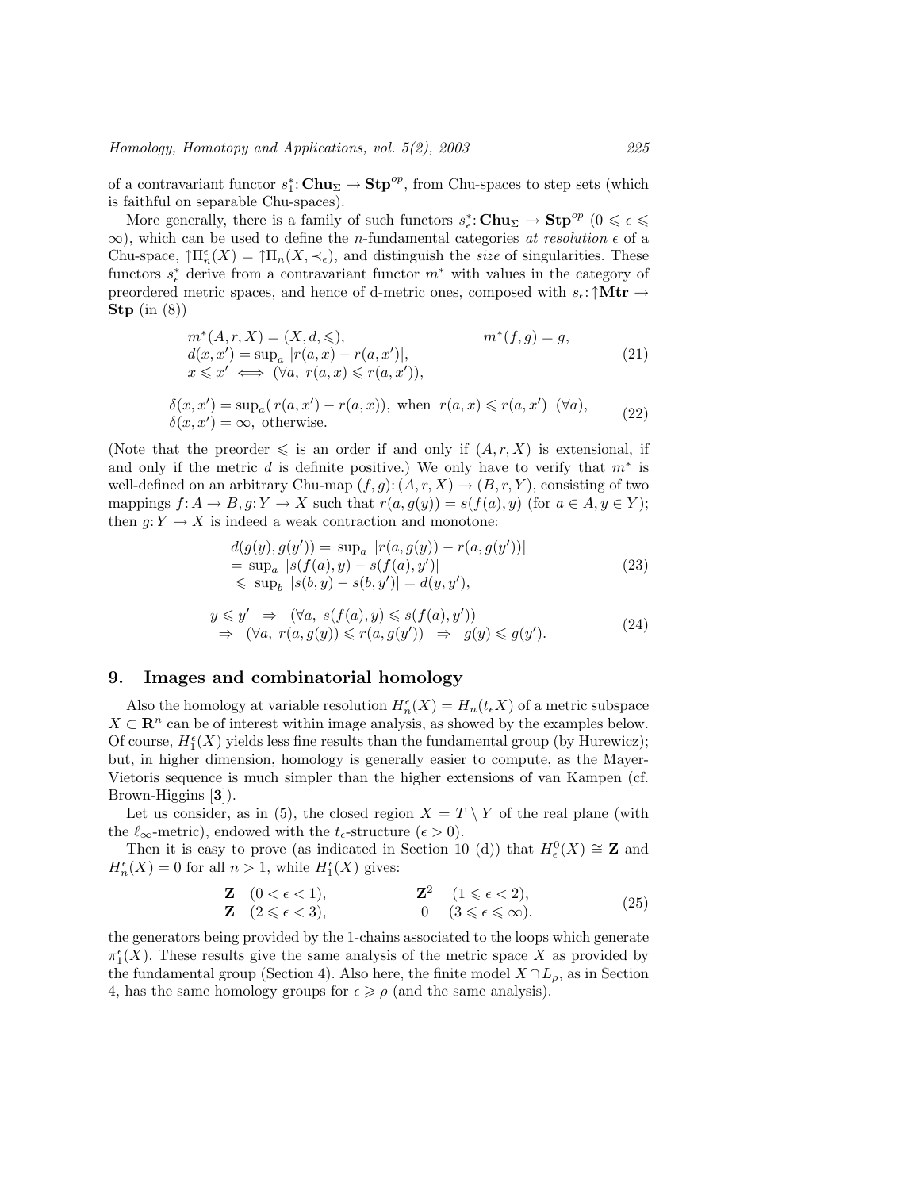of a contravariant functor $s_1^*\colon \mathbf{Chu}_\Sigma \to \mathbf{Stp}^{op}$, from Chu-spaces to step sets (which is faithful on separable Chu-spaces).

More generally, there is a family of such functors $s_\epsilon^*\colon \mathbf{Chu}_\Sigma \to \mathbf{Stp}^{op}$ $(0 \leqslant \epsilon \leqslant \infty)$, which can be used to define the $n$-fundamental categories *at resolution* $\epsilon$ of a Chu-space, $\uparrow\!\Pi_n^\epsilon(X) = \uparrow\!\Pi_n(X, \prec_\epsilon)$, and distinguish the *size* of singularities. These functors $s_\epsilon^*$ derive from a contravariant functor $m^*$ with values in the category of preordered metric spaces, and hence of d-metric ones, composed with $s_\epsilon\colon \uparrow\!\mathbf{Mtr} \to \mathbf{Stp}$ (in (8))

$$
\begin{aligned}
&m^*(A, r, X) = (X, d, \leqslant), && m^*(f, g) = g,\\
&d(x, x') = \sup\nolimits_a |r(a, x) - r(a, x')|, &&\\
&x \leqslant x' \iff (\forall a,\ r(a, x) \leqslant r(a, x')), &&
\end{aligned}
\tag{21}
$$

$$
\begin{aligned}
&\delta(x, x') = \sup\nolimits_a(\, r(a, x') - r(a, x)), \text{ when } r(a, x) \leqslant r(a, x')\ (\forall a),\\
&\delta(x, x') = \infty, \text{ otherwise.}
\end{aligned}
\tag{22}
$$

(Note that the preorder $\leqslant$ is an order if and only if $(A, r, X)$ is extensional, if and only if the metric $d$ is definite positive.) We only have to verify that $m^*$ is well-defined on an arbitrary Chu-map $(f, g)\colon (A, r, X) \to (B, r, Y)$, consisting of two mappings $f\colon A \to B$, $g\colon Y \to X$ such that $r(a, g(y)) = s(f(a), y)$ (for $a \in A, y \in Y$); then $g\colon Y \to X$ is indeed a weak contraction and monotone:

$$
\begin{aligned}
&d(g(y), g(y')) = \sup\nolimits_a |r(a, g(y)) - r(a, g(y'))|\\
&= \sup\nolimits_a |s(f(a), y) - s(f(a), y')|\\
&\leqslant \sup\nolimits_b |s(b, y) - s(b, y')| = d(y, y'),
\end{aligned}
\tag{23}
$$

$$
\begin{aligned}
&y \leqslant y' \ \Rightarrow\ (\forall a,\ s(f(a), y) \leqslant s(f(a), y'))\\
&\Rightarrow\ (\forall a,\ r(a, g(y)) \leqslant r(a, g(y')) \ \Rightarrow\ g(y) \leqslant g(y').
\end{aligned}
\tag{24}
$$

## 9. Images and combinatorial homology

Also the homology at variable resolution $H_n^\epsilon(X) = H_n(t_\epsilon X)$ of a metric subspace $X \subset \mathbf{R}^n$ can be of interest within image analysis, as showed by the examples below. Of course, $H_1^\epsilon(X)$ yields less fine results than the fundamental group (by Hurewicz); but, in higher dimension, homology is generally easier to compute, as the Mayer-Vietoris sequence is much simpler than the higher extensions of van Kampen (cf. Brown-Higgins [**3**]).

Let us consider, as in (5), the closed region $X = T \setminus Y$ of the real plane (with the $\ell_\infty$-metric), endowed with the $t_\epsilon$-structure ($\epsilon > 0$).

Then it is easy to prove (as indicated in Section 10 (d)) that $H_\epsilon^0(X) \cong \mathbf{Z}$ and $H_n^\epsilon(X) = 0$ for all $n > 1$, while $H_1^\epsilon(X)$ gives:

$$
\begin{aligned}
&\mathbf{Z} \quad (0 < \epsilon < 1), && \mathbf{Z}^2 \quad (1 \leqslant \epsilon < 2),\\
&\mathbf{Z} \quad (2 \leqslant \epsilon < 3), && 0 \quad (3 \leqslant \epsilon \leqslant \infty).
\end{aligned}
\tag{25}
$$

the generators being provided by the 1-chains associated to the loops which generate $\pi_1^\epsilon(X)$. These results give the same analysis of the metric space $X$ as provided by the fundamental group (Section 4). Also here, the finite model $X \cap L_\rho$, as in Section 4, has the same homology groups for $\epsilon \geqslant \rho$ (and the same analysis).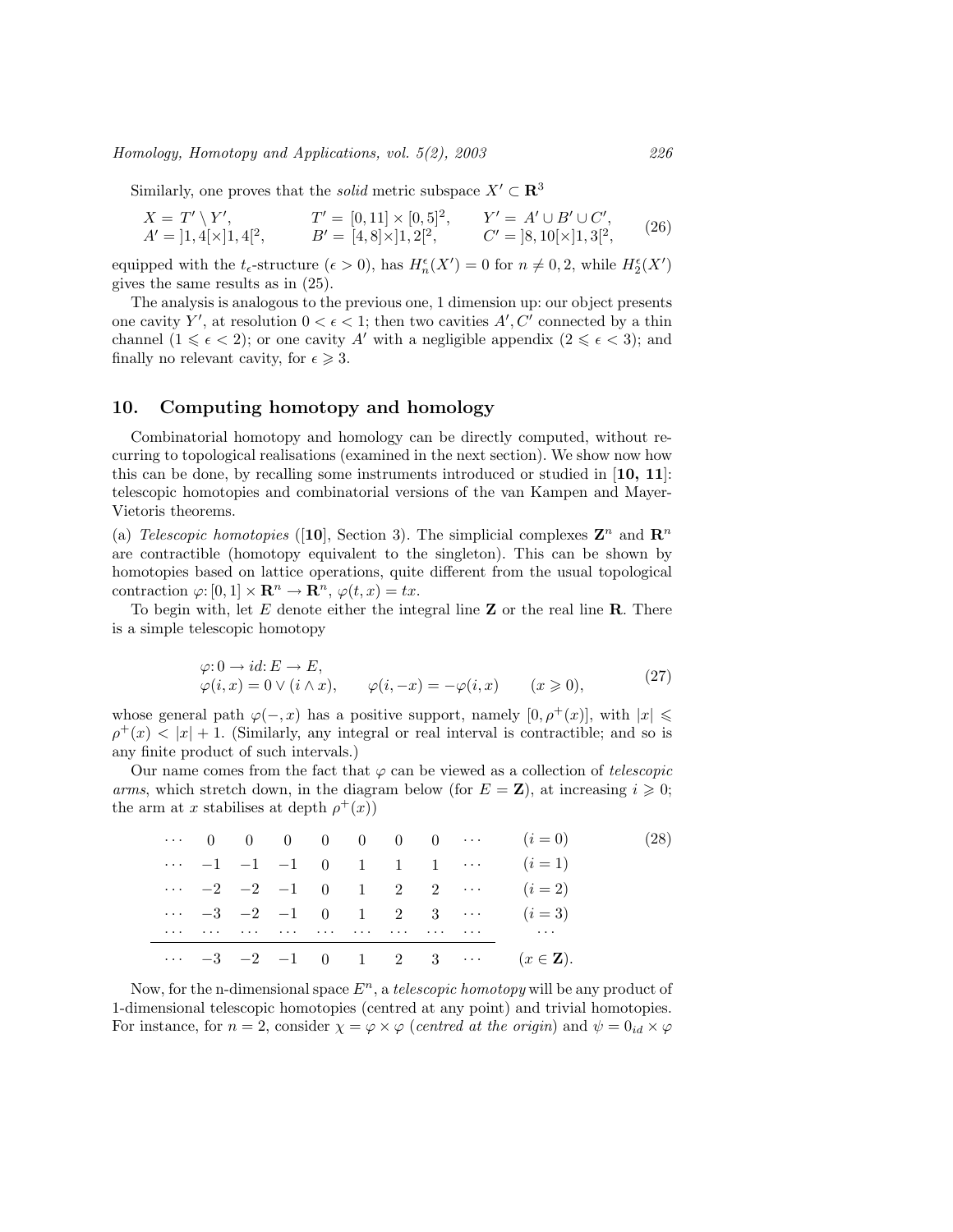Similarly, one proves that the *solid* metric subspace $X' \subset \mathbf{R}^3$

$$
\begin{array}{lll}
X = T' \setminus Y', & T' = [0,11] \times [0,5]^2, & Y' = A' \cup B' \cup C', \\
A' = ]1,4[\times]1,4[^2, & B' = [4,8]\times]1,2[^2, & C' = ]8,10[\times]1,3[^2,
\end{array}
\tag{26}
$$

equipped with the $t_\epsilon$-structure ($\epsilon > 0$), has $H_n^\epsilon(X') = 0$ for $n \neq 0, 2$, while $H_2^\epsilon(X')$ gives the same results as in (25).

The analysis is analogous to the previous one, 1 dimension up: our object presents one cavity $Y'$, at resolution $0 < \epsilon < 1$; then two cavities $A', C'$ connected by a thin channel ($1 \leqslant \epsilon < 2$); or one cavity $A'$ with a negligible appendix ($2 \leqslant \epsilon < 3$); and finally no relevant cavity, for $\epsilon \geqslant 3$.

## 10. Computing homotopy and homology

Combinatorial homotopy and homology can be directly computed, without recurring to topological realisations (examined in the next section). We show now how this can be done, by recalling some instruments introduced or studied in [**10, 11**]: telescopic homotopies and combinatorial versions of the van Kampen and Mayer-Vietoris theorems.

(a) *Telescopic homotopies* ([**10**], Section 3). The simplicial complexes $\mathbf{Z}^n$ and $\mathbf{R}^n$ are contractible (homotopy equivalent to the singleton). This can be shown by homotopies based on lattice operations, quite different from the usual topological contraction $\varphi: [0,1] \times \mathbf{R}^n \to \mathbf{R}^n$, $\varphi(t,x) = tx$.

To begin with, let $E$ denote either the integral line $\mathbf{Z}$ or the real line $\mathbf{R}$. There is a simple telescopic homotopy

$$
\begin{array}{l}
\varphi: 0 \to id: E \to E, \\
\varphi(i,x) = 0 \vee (i \wedge x), \qquad \varphi(i,-x) = -\varphi(i,x) \qquad (x \geqslant 0),
\end{array}
\tag{27}
$$

whose general path $\varphi(-,x)$ has a positive support, namely $[0, \rho^+(x)]$, with $|x| \leqslant \rho^+(x) < |x| + 1$. (Similarly, any integral or real interval is contractible; and so is any finite product of such intervals.)

Our name comes from the fact that $\varphi$ can be viewed as a collection of *telescopic arms*, which stretch down, in the diagram below (for $E = \mathbf{Z}$), at increasing $i \geqslant 0$; the arm at $x$ stabilises at depth $\rho^+(x)$)

$$
\begin{array}{ccccccccc|c}
\cdots & 0 & 0 & 0 & 0 & 0 & 0 & 0 & \cdots & (i=0) \\
\cdots & -1 & -1 & -1 & 0 & 1 & 1 & 1 & \cdots & (i=1) \\
\cdots & -2 & -2 & -1 & 0 & 1 & 2 & 2 & \cdots & (i=2) \\
\cdots & -3 & -2 & -1 & 0 & 1 & 2 & 3 & \cdots & (i=3) \\
\cdots & \cdots & \cdots & \cdots & \cdots & \cdots & \cdots & \cdots & \cdots & \cdots \\
\hline
\cdots & -3 & -2 & -1 & 0 & 1 & 2 & 3 & \cdots & (x \in \mathbf{Z}).
\end{array}
\tag{28}
$$

Now, for the n-dimensional space $E^n$, a *telescopic homotopy* will be any product of 1-dimensional telescopic homotopies (centred at any point) and trivial homotopies. For instance, for $n = 2$, consider $\chi = \varphi \times \varphi$ (*centred at the origin*) and $\psi = 0_{id} \times \varphi$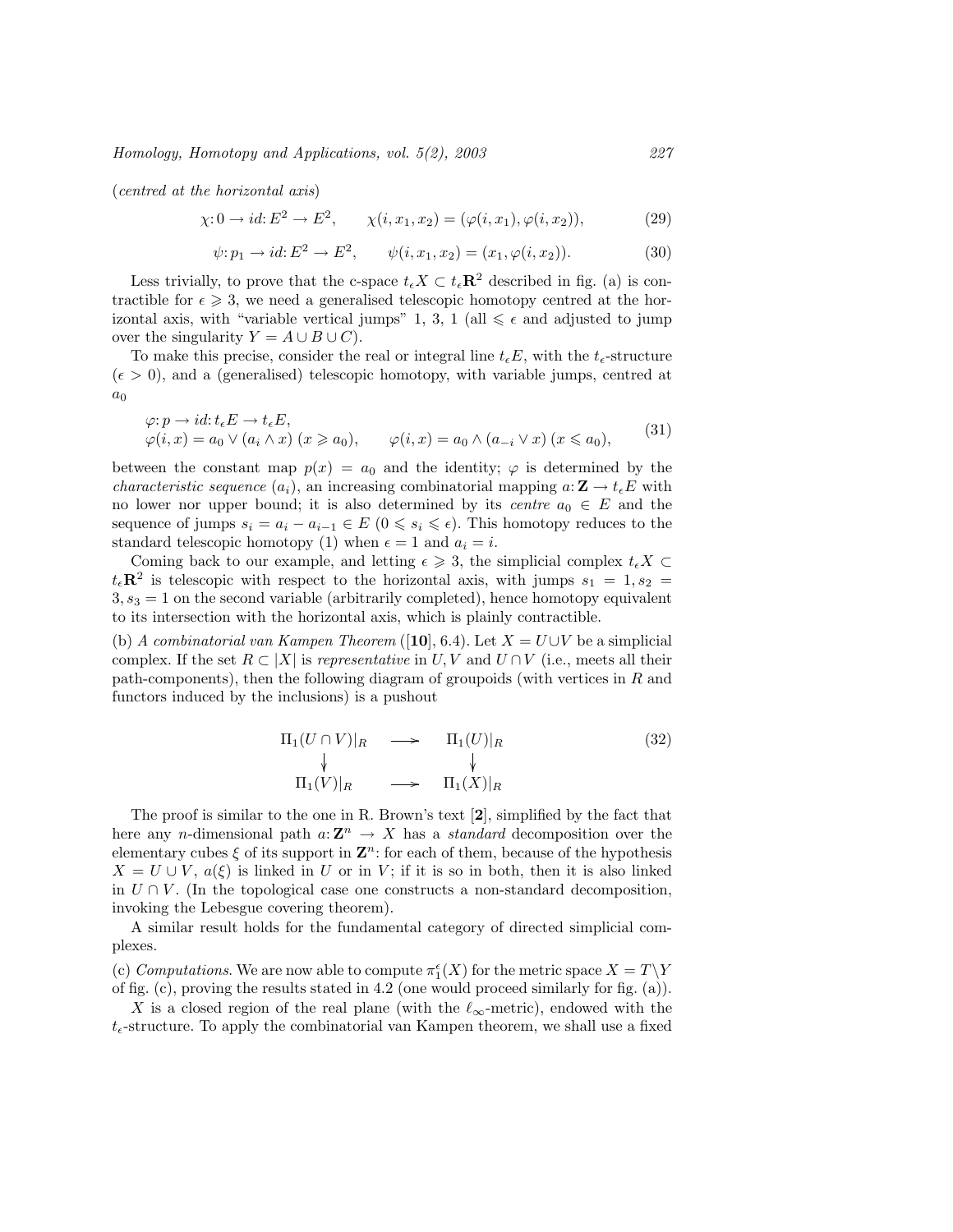(*centred at the horizontal axis*)

$$\chi: 0 \to id: E^2 \to E^2, \qquad \chi(i, x_1, x_2) = (\varphi(i, x_1), \varphi(i, x_2)), \tag{29}$$

$$\psi: p_1 \to id: E^2 \to E^2, \qquad \psi(i, x_1, x_2) = (x_1, \varphi(i, x_2)). \tag{30}$$

Less trivially, to prove that the c-space $t_\epsilon X \subset t_\epsilon \mathbf{R}^2$ described in fig. (a) is contractible for $\epsilon \geqslant 3$, we need a generalised telescopic homotopy centred at the horizontal axis, with "variable vertical jumps" 1, 3, 1 (all $\leqslant \epsilon$ and adjusted to jump over the singularity $Y = A \cup B \cup C$).

To make this precise, consider the real or integral line $t_\epsilon E$, with the $t_\epsilon$-structure ($\epsilon > 0$), and a (generalised) telescopic homotopy, with variable jumps, centred at $a_0$

$$\begin{aligned}
&\varphi: p \to id: t_\epsilon E \to t_\epsilon E, \\
&\varphi(i, x) = a_0 \vee (a_i \wedge x) \ (x \geqslant a_0), \qquad \varphi(i, x) = a_0 \wedge (a_{-i} \vee x) \ (x \leqslant a_0),
\end{aligned} \tag{31}$$

between the constant map $p(x) = a_0$ and the identity; $\varphi$ is determined by the *characteristic sequence* $(a_i)$, an increasing combinatorial mapping $a: \mathbf{Z} \to t_\epsilon E$ with no lower nor upper bound; it is also determined by its *centre* $a_0 \in E$ and the sequence of jumps $s_i = a_i - a_{i-1} \in E$ ($0 \leqslant s_i \leqslant \epsilon$). This homotopy reduces to the standard telescopic homotopy (1) when $\epsilon = 1$ and $a_i = i$.

Coming back to our example, and letting $\epsilon \geqslant 3$, the simplicial complex $t_\epsilon X \subset t_\epsilon \mathbf{R}^2$ is telescopic with respect to the horizontal axis, with jumps $s_1 = 1, s_2 = 3, s_3 = 1$ on the second variable (arbitrarily completed), hence homotopy equivalent to its intersection with the horizontal axis, which is plainly contractible.

(b) *A combinatorial van Kampen Theorem* ([**10**], 6.4). Let $X = U \cup V$ be a simplicial complex. If the set $R \subset |X|$ is *representative* in $U, V$ and $U \cap V$ (i.e., meets all their path-components), then the following diagram of groupoids (with vertices in $R$ and functors induced by the inclusions) is a pushout

$$\begin{array}{ccc}
\Pi_1(U \cap V)|_R & \longrightarrow & \Pi_1(U)|_R \\
\downarrow & & \downarrow \\
\Pi_1(V)|_R & \longrightarrow & \Pi_1(X)|_R
\end{array} \tag{32}$$

The proof is similar to the one in R. Brown's text [**2**], simplified by the fact that here any $n$-dimensional path $a: \mathbf{Z}^n \to X$ has a *standard* decomposition over the elementary cubes $\xi$ of its support in $\mathbf{Z}^n$: for each of them, because of the hypothesis $X = U \cup V$, $a(\xi)$ is linked in $U$ or in $V$; if it is so in both, then it is also linked in $U \cap V$. (In the topological case one constructs a non-standard decomposition, invoking the Lebesgue covering theorem).

A similar result holds for the fundamental category of directed simplicial complexes.

(c) *Computations.* We are now able to compute $\pi_1^\epsilon(X)$ for the metric space $X = T \backslash Y$ of fig. (c), proving the results stated in 4.2 (one would proceed similarly for fig. (a)).

$X$ is a closed region of the real plane (with the $\ell_\infty$-metric), endowed with the $t_\epsilon$-structure. To apply the combinatorial van Kampen theorem, we shall use a fixed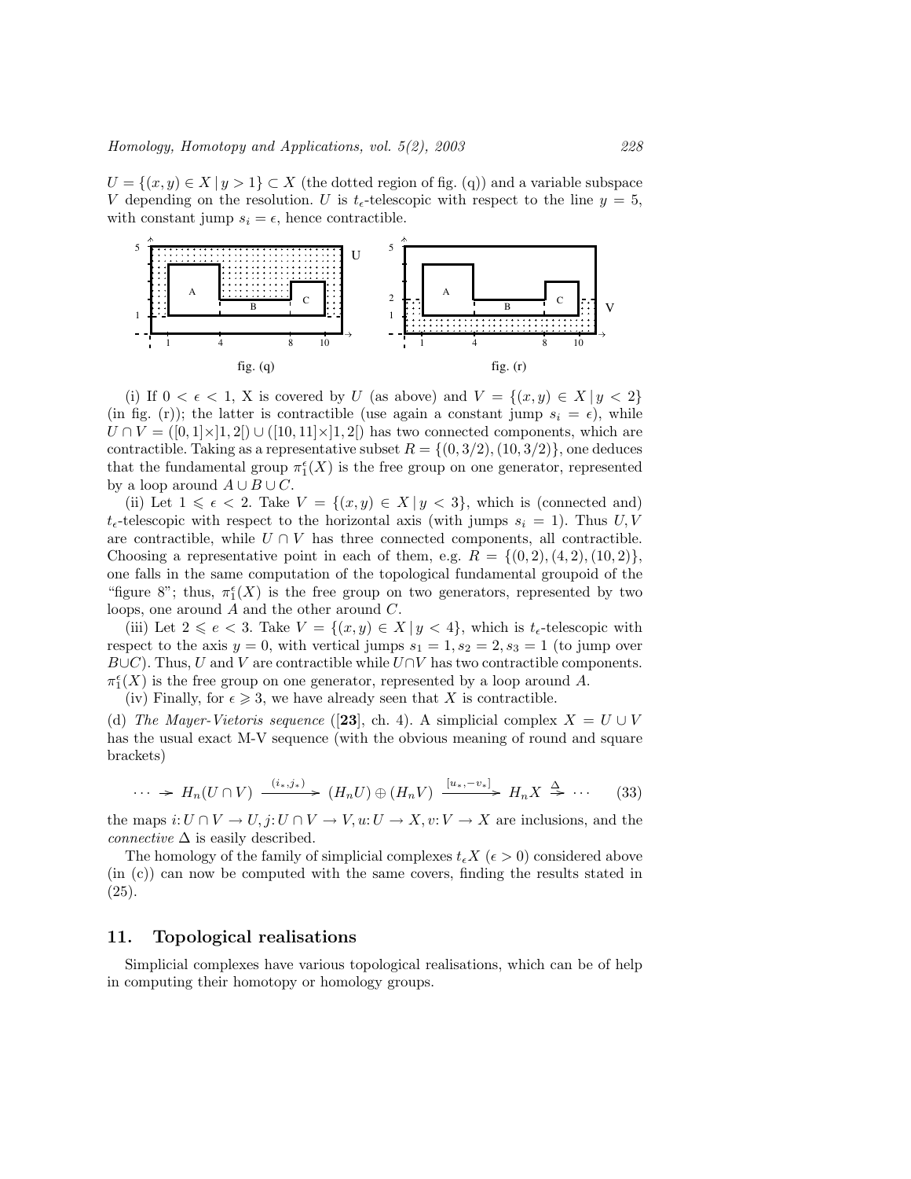$U = \{(x, y) \in X \mid y > 1\} \subset X$ (the dotted region of fig. (q)) and a variable subspace $V$ depending on the resolution. $U$ is $t_\epsilon$-telescopic with respect to the line $y = 5$, with constant jump $s_i = \epsilon$, hence contractible.

fig. (q) fig. (r)

(i) If $0 < \epsilon < 1$, X is covered by $U$ (as above) and $V = \{(x, y) \in X \mid y < 2\}$ (in fig. (r)); the latter is contractible (use again a constant jump $s_i = \epsilon$), while $U \cap V = ([0, 1] \times ]1, 2[) \cup ([10, 11] \times ]1, 2[)$ has two connected components, which are contractible. Taking as a representative subset $R = \{(0, 3/2), (10, 3/2)\}$, one deduces that the fundamental group $\pi_1^\epsilon(X)$ is the free group on one generator, represented by a loop around $A \cup B \cup C$.

(ii) Let $1 \leqslant \epsilon < 2$. Take $V = \{(x, y) \in X \mid y < 3\}$, which is (connected and) $t_\epsilon$-telescopic with respect to the horizontal axis (with jumps $s_i = 1$). Thus $U, V$ are contractible, while $U \cap V$ has three connected components, all contractible. Choosing a representative point in each of them, e.g. $R = \{(0, 2), (4, 2), (10, 2)\}$, one falls in the same computation of the topological fundamental groupoid of the "figure 8"; thus, $\pi_1^\epsilon(X)$ is the free group on two generators, represented by two loops, one around $A$ and the other around $C$.

(iii) Let $2 \leqslant e < 3$. Take $V = \{(x, y) \in X \mid y < 4\}$, which is $t_\epsilon$-telescopic with respect to the axis $y = 0$, with vertical jumps $s_1 = 1, s_2 = 2, s_3 = 1$ (to jump over $B \cup C$). Thus, $U$ and $V$ are contractible while $U \cap V$ has two contractible components. $\pi_1^\epsilon(X)$ is the free group on one generator, represented by a loop around $A$.

(iv) Finally, for $\epsilon \geqslant 3$, we have already seen that $X$ is contractible.

(d) *The Mayer-Vietoris sequence* ([**23**], ch. 4). A simplicial complex $X = U \cup V$ has the usual exact M-V sequence (with the obvious meaning of round and square brackets)

$$\cdots \to H_n(U \cap V) \xrightarrow{(i_*, j_*)} (H_n U) \oplus (H_n V) \xrightarrow{[u_*, -v_*]} H_n X \xrightarrow{\Delta} \cdots \qquad (33)$$

the maps $i: U \cap V \to U, j: U \cap V \to V, u: U \to X, v: V \to X$ are inclusions, and the *connective* $\Delta$ is easily described.

The homology of the family of simplicial complexes $t_\epsilon X$ ($\epsilon > 0$) considered above (in (c)) can now be computed with the same covers, finding the results stated in (25).

## 11. Topological realisations

Simplicial complexes have various topological realisations, which can be of help in computing their homotopy or homology groups.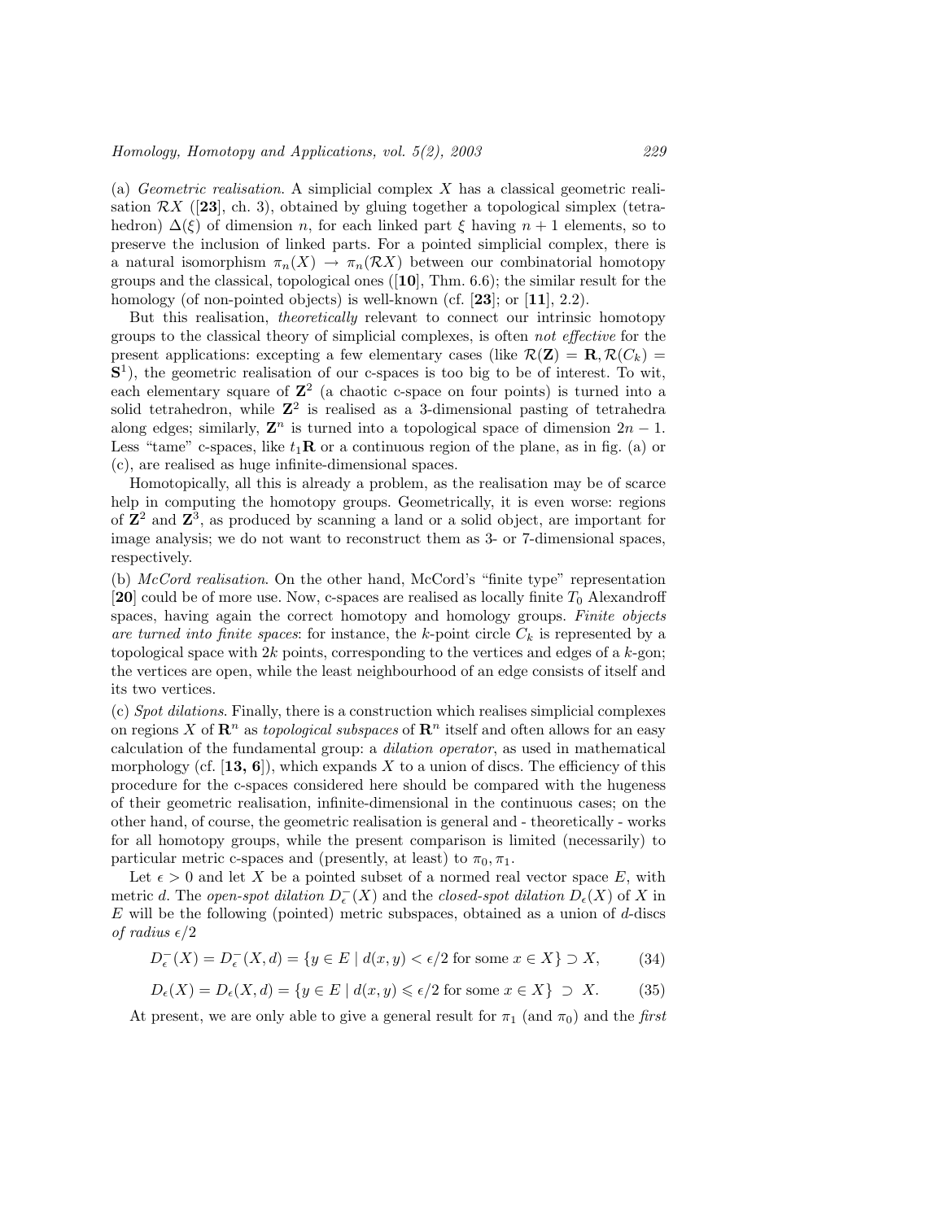(a) *Geometric realisation*. A simplicial complex $X$ has a classical geometric realisation $\mathcal{R}X$ ([**23**], ch. 3), obtained by gluing together a topological simplex (tetrahedron) $\Delta(\xi)$ of dimension $n$, for each linked part $\xi$ having $n+1$ elements, so to preserve the inclusion of linked parts. For a pointed simplicial complex, there is a natural isomorphism $\pi_n(X) \to \pi_n(\mathcal{R}X)$ between our combinatorial homotopy groups and the classical, topological ones ([**10**], Thm. 6.6); the similar result for the homology (of non-pointed objects) is well-known (cf. [**23**]; or [**11**], 2.2).

But this realisation, *theoretically* relevant to connect our intrinsic homotopy groups to the classical theory of simplicial complexes, is often *not effective* for the present applications: excepting a few elementary cases (like $\mathcal{R}(\mathbf{Z}) = \mathbf{R}, \mathcal{R}(C_k) = \mathbf{S}^1$), the geometric realisation of our c-spaces is too big to be of interest. To wit, each elementary square of $\mathbf{Z}^2$ (a chaotic c-space on four points) is turned into a solid tetrahedron, while $\mathbf{Z}^2$ is realised as a 3-dimensional pasting of tetrahedra along edges; similarly, $\mathbf{Z}^n$ is turned into a topological space of dimension $2n-1$. Less "tame" c-spaces, like $t_1\mathbf{R}$ or a continuous region of the plane, as in fig. (a) or (c), are realised as huge infinite-dimensional spaces.

Homotopically, all this is already a problem, as the realisation may be of scarce help in computing the homotopy groups. Geometrically, it is even worse: regions of $\mathbf{Z}^2$ and $\mathbf{Z}^3$, as produced by scanning a land or a solid object, are important for image analysis; we do not want to reconstruct them as 3- or 7-dimensional spaces, respectively.

(b) *McCord realisation*. On the other hand, McCord's "finite type" representation [**20**] could be of more use. Now, c-spaces are realised as locally finite $T_0$ Alexandroff spaces, having again the correct homotopy and homology groups. *Finite objects are turned into finite spaces*: for instance, the $k$-point circle $C_k$ is represented by a topological space with $2k$ points, corresponding to the vertices and edges of a $k$-gon; the vertices are open, while the least neighbourhood of an edge consists of itself and its two vertices.

(c) *Spot dilations*. Finally, there is a construction which realises simplicial complexes on regions $X$ of $\mathbf{R}^n$ as *topological subspaces* of $\mathbf{R}^n$ itself and often allows for an easy calculation of the fundamental group: a *dilation operator*, as used in mathematical morphology (cf. [**13, 6**]), which expands $X$ to a union of discs. The efficiency of this procedure for the c-spaces considered here should be compared with the hugeness of their geometric realisation, infinite-dimensional in the continuous cases; on the other hand, of course, the geometric realisation is general and - theoretically - works for all homotopy groups, while the present comparison is limited (necessarily) to particular metric c-spaces and (presently, at least) to $\pi_0, \pi_1$.

Let $\epsilon > 0$ and let $X$ be a pointed subset of a normed real vector space $E$, with metric $d$. The *open-spot dilation* $D^-_\epsilon(X)$ and the *closed-spot dilation* $D_\epsilon(X)$ of $X$ in $E$ will be the following (pointed) metric subspaces, obtained as a union of $d$-discs *of radius* $\epsilon/2$

$$D^-_\epsilon(X) = D^-_\epsilon(X, d) = \{y \in E \mid d(x, y) < \epsilon/2 \text{ for some } x \in X\} \supset X, \tag{34}$$

$$D_\epsilon(X) = D_\epsilon(X, d) = \{y \in E \mid d(x, y) \leqslant \epsilon/2 \text{ for some } x \in X\} \ \supset \ X. \tag{35}$$

At present, we are only able to give a general result for $\pi_1$ (and $\pi_0$) and the *first*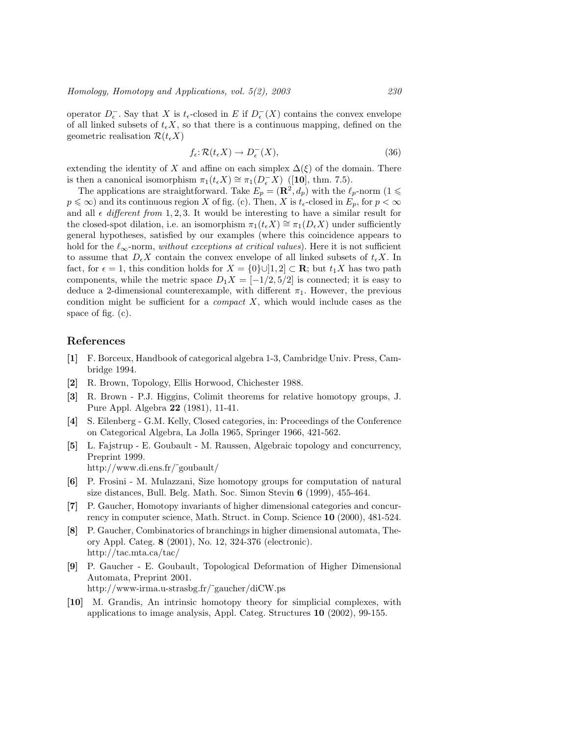operator $D^-_\epsilon$. Say that $X$ is $t_\epsilon$-closed in $E$ if $D^-_\epsilon(X)$ contains the convex envelope of all linked subsets of $t_\epsilon X$, so that there is a continuous mapping, defined on the geometric realisation $\mathcal{R}(t_\epsilon X)$

$$f_\epsilon \colon \mathcal{R}(t_\epsilon X) \to D^-_\epsilon(X), \tag{36}$$

extending the identity of $X$ and affine on each simplex $\Delta(\xi)$ of the domain. There is then a canonical isomorphism $\pi_1(t_\epsilon X) \cong \pi_1(D^-_\epsilon X)$ ([**10**], thm. 7.5).

The applications are straightforward. Take $E_p = (\mathbf{R}^2, d_p)$ with the $\ell_p$-norm ($1 \leqslant p \leqslant \infty$) and its continuous region $X$ of fig. (c). Then, $X$ is $t_\epsilon$-closed in $E_p$, for $p < \infty$ and all $\epsilon$ *different from* $1, 2, 3$. It would be interesting to have a similar result for the closed-spot dilation, i.e. an isomorphism $\pi_1(t_\epsilon X) \cong \pi_1(D_\epsilon X)$ under sufficiently general hypotheses, satisfied by our examples (where this coincidence appears to hold for the $\ell_\infty$-norm, *without exceptions at critical values*). Here it is not sufficient to assume that $D_\epsilon X$ contain the convex envelope of all linked subsets of $t_\epsilon X$. In fact, for $\epsilon = 1$, this condition holds for $X = \{0\} \cup ]1, 2] \subset \mathbf{R}$; but $t_1 X$ has two path components, while the metric space $D_1 X = [-1/2, 5/2]$ is connected; it is easy to deduce a 2-dimensional counterexample, with different $\pi_1$. However, the previous condition might be sufficient for a *compact* $X$, which would include cases as the space of fig. (c).

## References

- [**1**] F. Borceux, Handbook of categorical algebra 1-3, Cambridge Univ. Press, Cambridge 1994.
- [**2**] R. Brown, Topology, Ellis Horwood, Chichester 1988.
- [**3**] R. Brown - P.J. Higgins, Colimit theorems for relative homotopy groups, J. Pure Appl. Algebra **22** (1981), 11-41.
- [**4**] S. Eilenberg - G.M. Kelly, Closed categories, in: Proceedings of the Conference on Categorical Algebra, La Jolla 1965, Springer 1966, 421-562.
- [**5**] L. Fajstrup - E. Goubault - M. Raussen, Algebraic topology and concurrency, Preprint 1999.
  http://www.di.ens.fr/~goubault/
- [**6**] P. Frosini - M. Mulazzani, Size homotopy groups for computation of natural size distances, Bull. Belg. Math. Soc. Simon Stevin **6** (1999), 455-464.
- [**7**] P. Gaucher, Homotopy invariants of higher dimensional categories and concurrency in computer science, Math. Struct. in Comp. Science **10** (2000), 481-524.
- [**8**] P. Gaucher, Combinatorics of branchings in higher dimensional automata, Theory Appl. Categ. **8** (2001), No. 12, 324-376 (electronic).
  http://tac.mta.ca/tac/
- [**9**] P. Gaucher - E. Goubault, Topological Deformation of Higher Dimensional Automata, Preprint 2001.
  http://www-irma.u-strasbg.fr/~gaucher/diCW.ps
- [**10**] M. Grandis, An intrinsic homotopy theory for simplicial complexes, with applications to image analysis, Appl. Categ. Structures **10** (2002), 99-155.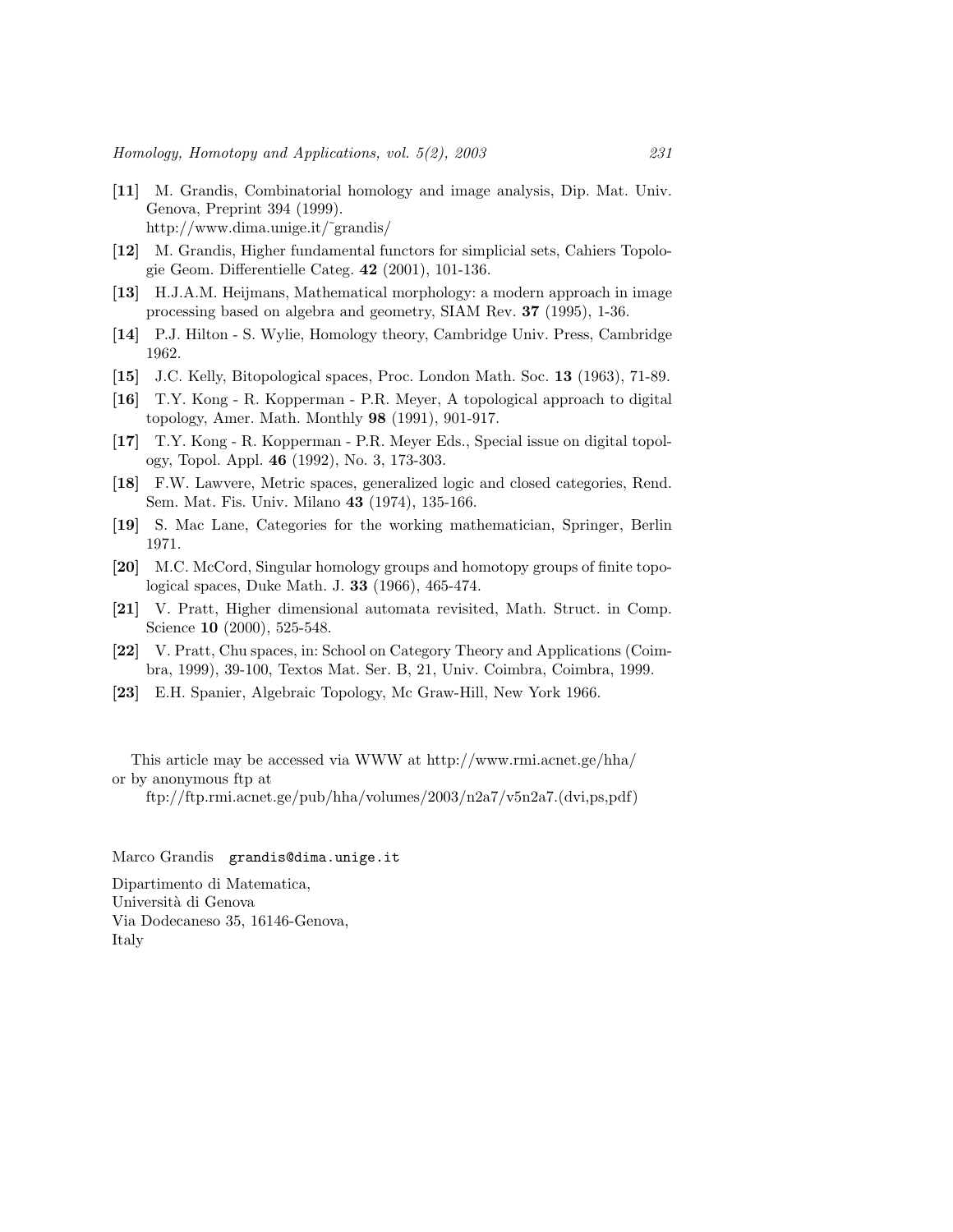**[11]** M. Grandis, Combinatorial homology and image analysis, Dip. Mat. Univ. Genova, Preprint 394 (1999).
http://www.dima.unige.it/~grandis/

**[12]** M. Grandis, Higher fundamental functors for simplicial sets, Cahiers Topologie Geom. Differentielle Categ. **42** (2001), 101-136.

**[13]** H.J.A.M. Heijmans, Mathematical morphology: a modern approach in image processing based on algebra and geometry, SIAM Rev. **37** (1995), 1-36.

**[14]** P.J. Hilton - S. Wylie, Homology theory, Cambridge Univ. Press, Cambridge 1962.

**[15]** J.C. Kelly, Bitopological spaces, Proc. London Math. Soc. **13** (1963), 71-89.

**[16]** T.Y. Kong - R. Kopperman - P.R. Meyer, A topological approach to digital topology, Amer. Math. Monthly **98** (1991), 901-917.

**[17]** T.Y. Kong - R. Kopperman - P.R. Meyer Eds., Special issue on digital topology, Topol. Appl. **46** (1992), No. 3, 173-303.

**[18]** F.W. Lawvere, Metric spaces, generalized logic and closed categories, Rend. Sem. Mat. Fis. Univ. Milano **43** (1974), 135-166.

**[19]** S. Mac Lane, Categories for the working mathematician, Springer, Berlin 1971.

**[20]** M.C. McCord, Singular homology groups and homotopy groups of finite topological spaces, Duke Math. J. **33** (1966), 465-474.

**[21]** V. Pratt, Higher dimensional automata revisited, Math. Struct. in Comp. Science **10** (2000), 525-548.

**[22]** V. Pratt, Chu spaces, in: School on Category Theory and Applications (Coimbra, 1999), 39-100, Textos Mat. Ser. B, 21, Univ. Coimbra, Coimbra, 1999.

**[23]** E.H. Spanier, Algebraic Topology, Mc Graw-Hill, New York 1966.

This article may be accessed via WWW at http://www.rmi.acnet.ge/hha/ or by anonymous ftp at
ftp://ftp.rmi.acnet.ge/pub/hha/volumes/2003/n2a7/v5n2a7.(dvi,ps,pdf)

Marco Grandis `grandis@dima.unige.it`

Dipartimento di Matematica,
Università di Genova
Via Dodecaneso 35, 16146-Genova,
Italy